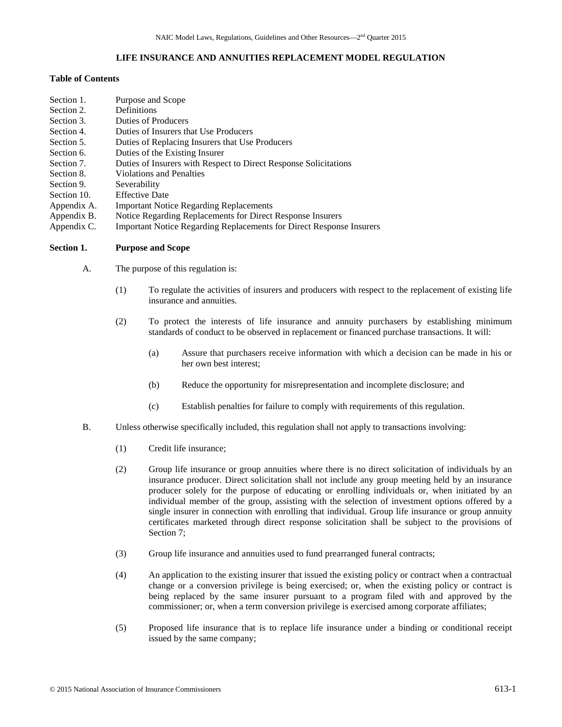# LIFE INSURANCE AND ANNUITIES REPLACEMENT MODEL REGULATION

**Table of Contents**

| | |
|---|---|
| Section 1. | Purpose and Scope |
| Section 2. | Definitions |
| Section 3. | Duties of Producers |
| Section 4. | Duties of Insurers that Use Producers |
| Section 5. | Duties of Replacing Insurers that Use Producers |
| Section 6. | Duties of the Existing Insurer |
| Section 7. | Duties of Insurers with Respect to Direct Response Solicitations |
| Section 8. | Violations and Penalties |
| Section 9. | Severability |
| Section 10. | Effective Date |
| Appendix A. | Important Notice Regarding Replacements |
| Appendix B. | Notice Regarding Replacements for Direct Response Insurers |
| Appendix C. | Important Notice Regarding Replacements for Direct Response Insurers |

## Section 1. Purpose and Scope

A. The purpose of this regulation is:

(1) To regulate the activities of insurers and producers with respect to the replacement of existing life insurance and annuities.

(2) To protect the interests of life insurance and annuity purchasers by establishing minimum standards of conduct to be observed in replacement or financed purchase transactions. It will:

(a) Assure that purchasers receive information with which a decision can be made in his or her own best interest;

(b) Reduce the opportunity for misrepresentation and incomplete disclosure; and

(c) Establish penalties for failure to comply with requirements of this regulation.

B. Unless otherwise specifically included, this regulation shall not apply to transactions involving:

(1) Credit life insurance;

(2) Group life insurance or group annuities where there is no direct solicitation of individuals by an insurance producer. Direct solicitation shall not include any group meeting held by an insurance producer solely for the purpose of educating or enrolling individuals or, when initiated by an individual member of the group, assisting with the selection of investment options offered by a single insurer in connection with enrolling that individual. Group life insurance or group annuity certificates marketed through direct response solicitation shall be subject to the provisions of Section 7;

(3) Group life insurance and annuities used to fund prearranged funeral contracts;

(4) An application to the existing insurer that issued the existing policy or contract when a contractual change or a conversion privilege is being exercised; or, when the existing policy or contract is being replaced by the same insurer pursuant to a program filed with and approved by the commissioner; or, when a term conversion privilege is exercised among corporate affiliates;

(5) Proposed life insurance that is to replace life insurance under a binding or conditional receipt issued by the same company;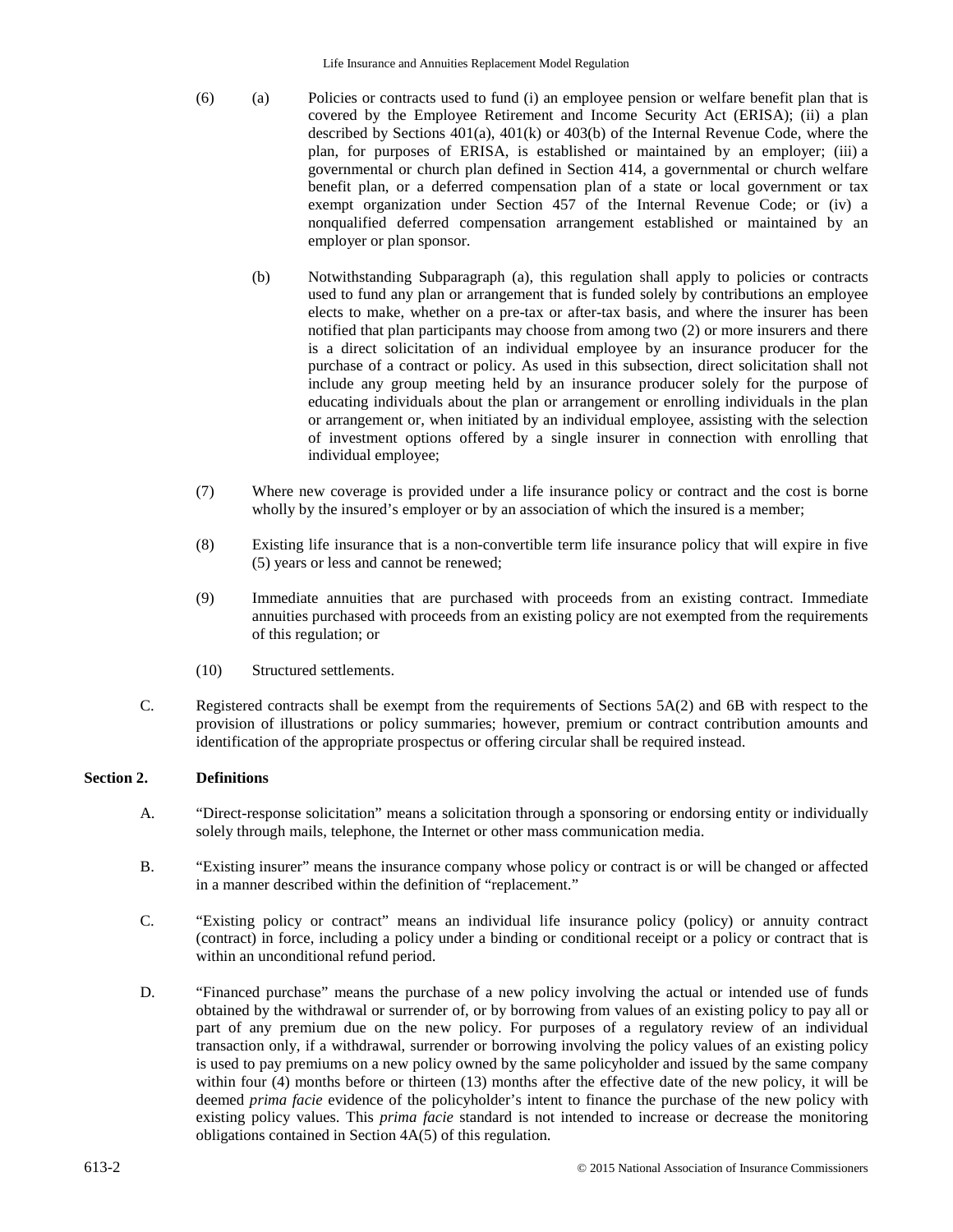(6) (a) Policies or contracts used to fund (i) an employee pension or welfare benefit plan that is covered by the Employee Retirement and Income Security Act (ERISA); (ii) a plan described by Sections 401(a), 401(k) or 403(b) of the Internal Revenue Code, where the plan, for purposes of ERISA, is established or maintained by an employer; (iii) a governmental or church plan defined in Section 414, a governmental or church welfare benefit plan, or a deferred compensation plan of a state or local government or tax exempt organization under Section 457 of the Internal Revenue Code; or (iv) a nonqualified deferred compensation arrangement established or maintained by an employer or plan sponsor.

(b) Notwithstanding Subparagraph (a), this regulation shall apply to policies or contracts used to fund any plan or arrangement that is funded solely by contributions an employee elects to make, whether on a pre-tax or after-tax basis, and where the insurer has been notified that plan participants may choose from among two (2) or more insurers and there is a direct solicitation of an individual employee by an insurance producer for the purchase of a contract or policy. As used in this subsection, direct solicitation shall not include any group meeting held by an insurance producer solely for the purpose of educating individuals about the plan or arrangement or enrolling individuals in the plan or arrangement or, when initiated by an individual employee, assisting with the selection of investment options offered by a single insurer in connection with enrolling that individual employee;

(7) Where new coverage is provided under a life insurance policy or contract and the cost is borne wholly by the insured's employer or by an association of which the insured is a member;

(8) Existing life insurance that is a non-convertible term life insurance policy that will expire in five (5) years or less and cannot be renewed;

(9) Immediate annuities that are purchased with proceeds from an existing contract. Immediate annuities purchased with proceeds from an existing policy are not exempted from the requirements of this regulation; or

(10) Structured settlements.

C. Registered contracts shall be exempt from the requirements of Sections 5A(2) and 6B with respect to the provision of illustrations or policy summaries; however, premium or contract contribution amounts and identification of the appropriate prospectus or offering circular shall be required instead.

## Section 2. Definitions

A. "Direct-response solicitation" means a solicitation through a sponsoring or endorsing entity or individually solely through mails, telephone, the Internet or other mass communication media.

B. "Existing insurer" means the insurance company whose policy or contract is or will be changed or affected in a manner described within the definition of "replacement."

C. "Existing policy or contract" means an individual life insurance policy (policy) or annuity contract (contract) in force, including a policy under a binding or conditional receipt or a policy or contract that is within an unconditional refund period.

D. "Financed purchase" means the purchase of a new policy involving the actual or intended use of funds obtained by the withdrawal or surrender of, or by borrowing from values of an existing policy to pay all or part of any premium due on the new policy. For purposes of a regulatory review of an individual transaction only, if a withdrawal, surrender or borrowing involving the policy values of an existing policy is used to pay premiums on a new policy owned by the same policyholder and issued by the same company within four (4) months before or thirteen (13) months after the effective date of the new policy, it will be deemed *prima facie* evidence of the policyholder's intent to finance the purchase of the new policy with existing policy values. This *prima facie* standard is not intended to increase or decrease the monitoring obligations contained in Section 4A(5) of this regulation.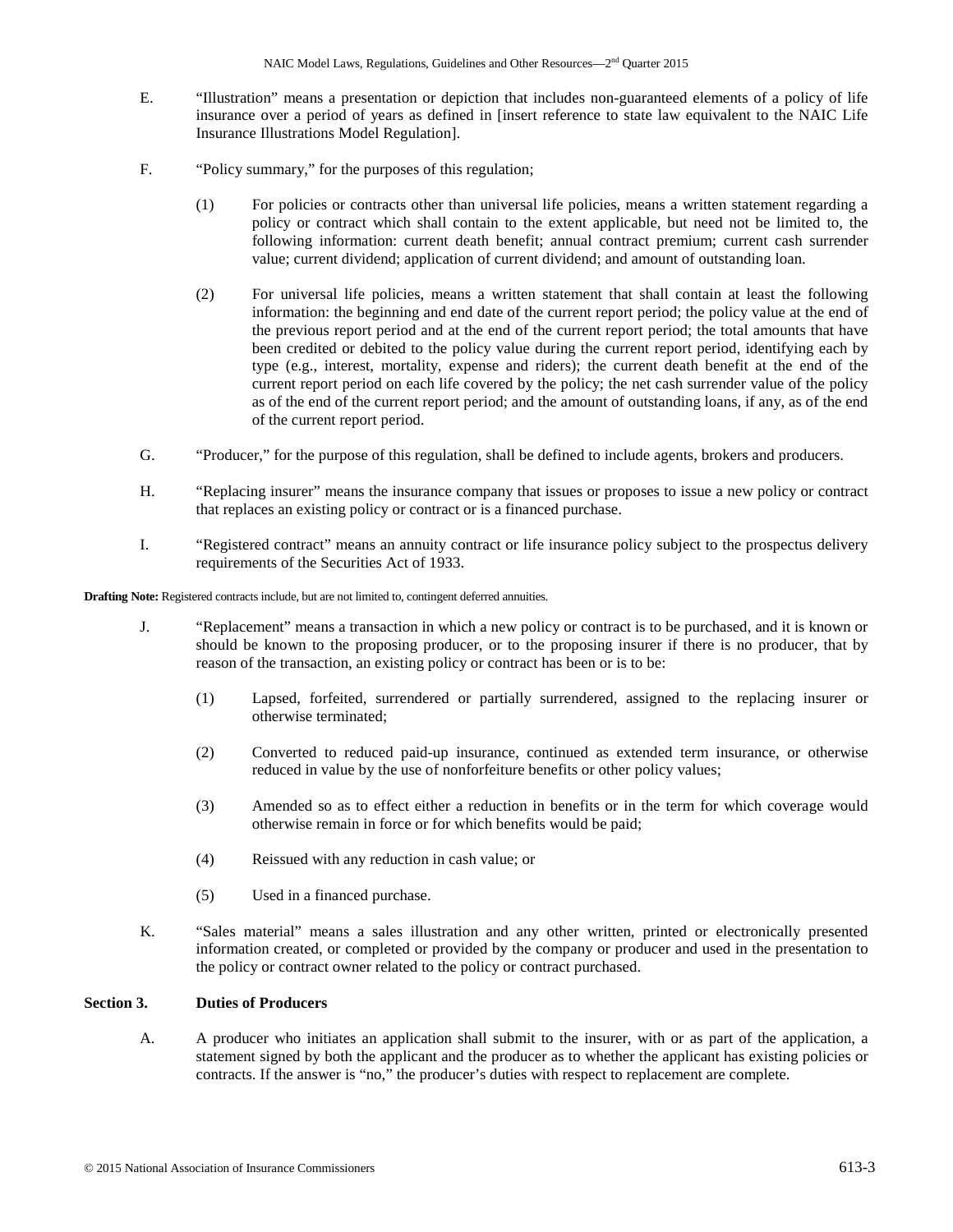E. “Illustration” means a presentation or depiction that includes non-guaranteed elements of a policy of life insurance over a period of years as defined in [insert reference to state law equivalent to the NAIC Life Insurance Illustrations Model Regulation].

F. “Policy summary,” for the purposes of this regulation;

(1) For policies or contracts other than universal life policies, means a written statement regarding a policy or contract which shall contain to the extent applicable, but need not be limited to, the following information: current death benefit; annual contract premium; current cash surrender value; current dividend; application of current dividend; and amount of outstanding loan.

(2) For universal life policies, means a written statement that shall contain at least the following information: the beginning and end date of the current report period; the policy value at the end of the previous report period and at the end of the current report period; the total amounts that have been credited or debited to the policy value during the current report period, identifying each by type (e.g., interest, mortality, expense and riders); the current death benefit at the end of the current report period on each life covered by the policy; the net cash surrender value of the policy as of the end of the current report period; and the amount of outstanding loans, if any, as of the end of the current report period.

G. “Producer,” for the purpose of this regulation, shall be defined to include agents, brokers and producers.

H. “Replacing insurer” means the insurance company that issues or proposes to issue a new policy or contract that replaces an existing policy or contract or is a financed purchase.

I. “Registered contract” means an annuity contract or life insurance policy subject to the prospectus delivery requirements of the Securities Act of 1933.

**Drafting Note:** Registered contracts include, but are not limited to, contingent deferred annuities.

J. “Replacement” means a transaction in which a new policy or contract is to be purchased, and it is known or should be known to the proposing producer, or to the proposing insurer if there is no producer, that by reason of the transaction, an existing policy or contract has been or is to be:

(1) Lapsed, forfeited, surrendered or partially surrendered, assigned to the replacing insurer or otherwise terminated;

(2) Converted to reduced paid-up insurance, continued as extended term insurance, or otherwise reduced in value by the use of nonforfeiture benefits or other policy values;

(3) Amended so as to effect either a reduction in benefits or in the term for which coverage would otherwise remain in force or for which benefits would be paid;

(4) Reissued with any reduction in cash value; or

(5) Used in a financed purchase.

K. “Sales material” means a sales illustration and any other written, printed or electronically presented information created, or completed or provided by the company or producer and used in the presentation to the policy or contract owner related to the policy or contract purchased.

## Section 3. Duties of Producers

A. A producer who initiates an application shall submit to the insurer, with or as part of the application, a statement signed by both the applicant and the producer as to whether the applicant has existing policies or contracts. If the answer is “no,” the producer’s duties with respect to replacement are complete.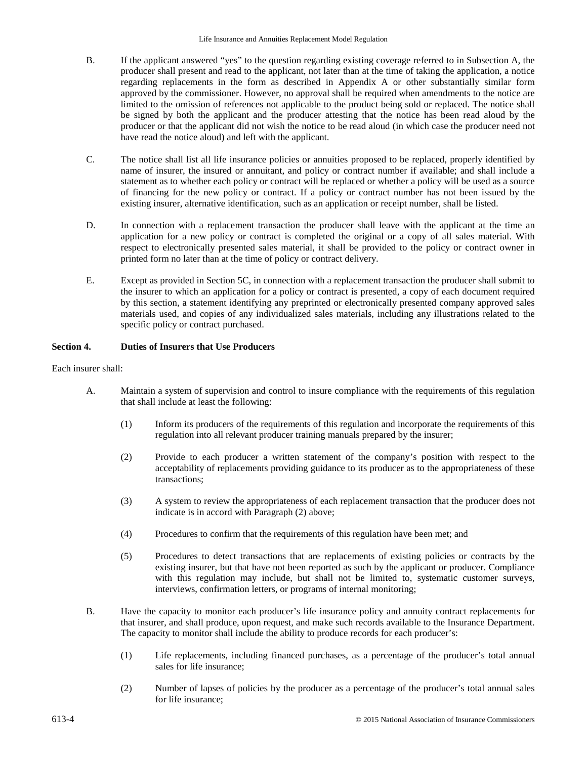B. If the applicant answered "yes" to the question regarding existing coverage referred to in Subsection A, the producer shall present and read to the applicant, not later than at the time of taking the application, a notice regarding replacements in the form as described in Appendix A or other substantially similar form approved by the commissioner. However, no approval shall be required when amendments to the notice are limited to the omission of references not applicable to the product being sold or replaced. The notice shall be signed by both the applicant and the producer attesting that the notice has been read aloud by the producer or that the applicant did not wish the notice to be read aloud (in which case the producer need not have read the notice aloud) and left with the applicant.

C. The notice shall list all life insurance policies or annuities proposed to be replaced, properly identified by name of insurer, the insured or annuitant, and policy or contract number if available; and shall include a statement as to whether each policy or contract will be replaced or whether a policy will be used as a source of financing for the new policy or contract. If a policy or contract number has not been issued by the existing insurer, alternative identification, such as an application or receipt number, shall be listed.

D. In connection with a replacement transaction the producer shall leave with the applicant at the time an application for a new policy or contract is completed the original or a copy of all sales material. With respect to electronically presented sales material, it shall be provided to the policy or contract owner in printed form no later than at the time of policy or contract delivery.

E. Except as provided in Section 5C, in connection with a replacement transaction the producer shall submit to the insurer to which an application for a policy or contract is presented, a copy of each document required by this section, a statement identifying any preprinted or electronically presented company approved sales materials used, and copies of any individualized sales materials, including any illustrations related to the specific policy or contract purchased.

**Section 4. Duties of Insurers that Use Producers**

Each insurer shall:

A. Maintain a system of supervision and control to insure compliance with the requirements of this regulation that shall include at least the following:

(1) Inform its producers of the requirements of this regulation and incorporate the requirements of this regulation into all relevant producer training manuals prepared by the insurer;

(2) Provide to each producer a written statement of the company's position with respect to the acceptability of replacements providing guidance to its producer as to the appropriateness of these transactions;

(3) A system to review the appropriateness of each replacement transaction that the producer does not indicate is in accord with Paragraph (2) above;

(4) Procedures to confirm that the requirements of this regulation have been met; and

(5) Procedures to detect transactions that are replacements of existing policies or contracts by the existing insurer, but that have not been reported as such by the applicant or producer. Compliance with this regulation may include, but shall not be limited to, systematic customer surveys, interviews, confirmation letters, or programs of internal monitoring;

B. Have the capacity to monitor each producer's life insurance policy and annuity contract replacements for that insurer, and shall produce, upon request, and make such records available to the Insurance Department. The capacity to monitor shall include the ability to produce records for each producer's:

(1) Life replacements, including financed purchases, as a percentage of the producer's total annual sales for life insurance;

(2) Number of lapses of policies by the producer as a percentage of the producer's total annual sales for life insurance;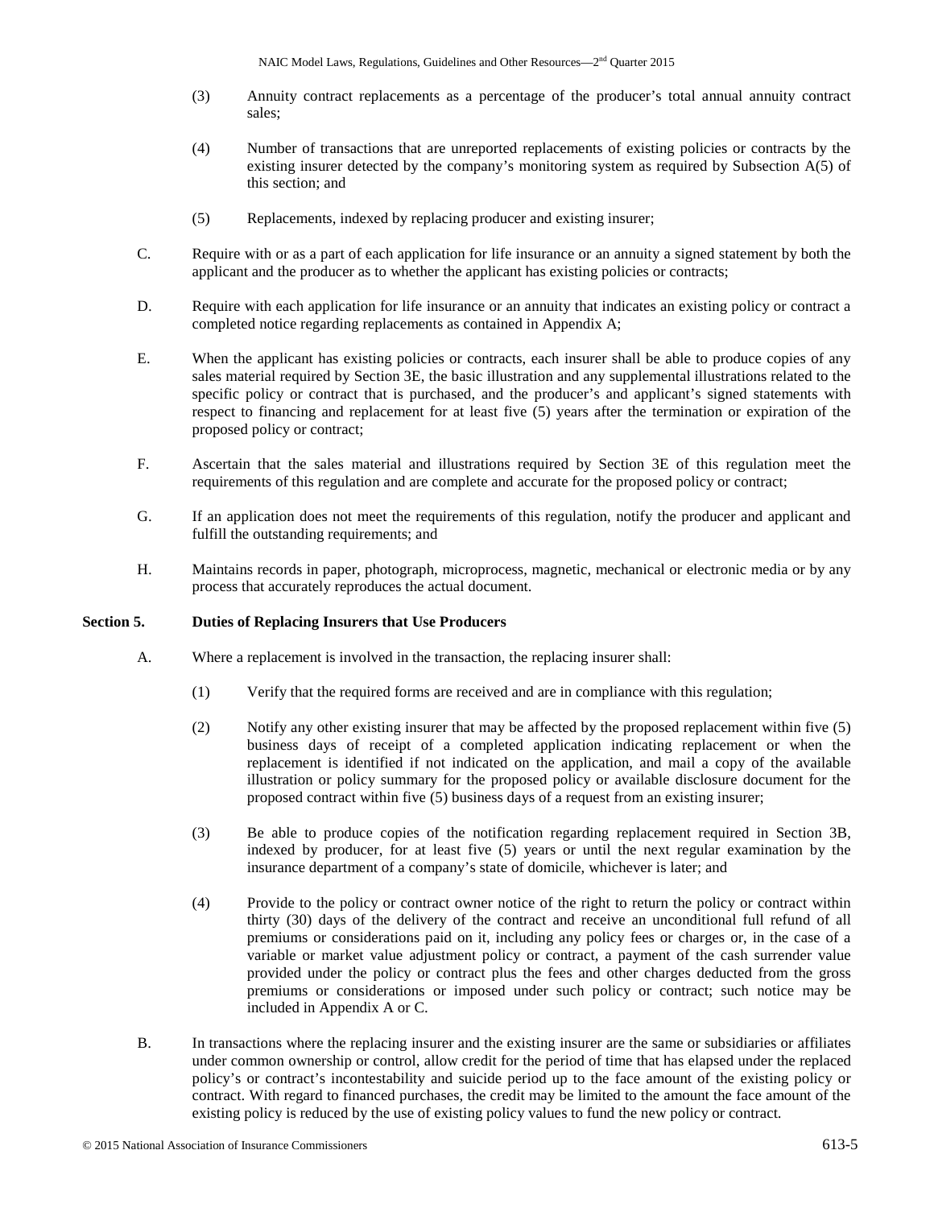(3) Annuity contract replacements as a percentage of the producer's total annual annuity contract sales;

(4) Number of transactions that are unreported replacements of existing policies or contracts by the existing insurer detected by the company's monitoring system as required by Subsection A(5) of this section; and

(5) Replacements, indexed by replacing producer and existing insurer;

C. Require with or as a part of each application for life insurance or an annuity a signed statement by both the applicant and the producer as to whether the applicant has existing policies or contracts;

D. Require with each application for life insurance or an annuity that indicates an existing policy or contract a completed notice regarding replacements as contained in Appendix A;

E. When the applicant has existing policies or contracts, each insurer shall be able to produce copies of any sales material required by Section 3E, the basic illustration and any supplemental illustrations related to the specific policy or contract that is purchased, and the producer's and applicant's signed statements with respect to financing and replacement for at least five (5) years after the termination or expiration of the proposed policy or contract;

F. Ascertain that the sales material and illustrations required by Section 3E of this regulation meet the requirements of this regulation and are complete and accurate for the proposed policy or contract;

G. If an application does not meet the requirements of this regulation, notify the producer and applicant and fulfill the outstanding requirements; and

H. Maintains records in paper, photograph, microprocess, magnetic, mechanical or electronic media or by any process that accurately reproduces the actual document.

## Section 5. Duties of Replacing Insurers that Use Producers

A. Where a replacement is involved in the transaction, the replacing insurer shall:

(1) Verify that the required forms are received and are in compliance with this regulation;

(2) Notify any other existing insurer that may be affected by the proposed replacement within five (5) business days of receipt of a completed application indicating replacement or when the replacement is identified if not indicated on the application, and mail a copy of the available illustration or policy summary for the proposed policy or available disclosure document for the proposed contract within five (5) business days of a request from an existing insurer;

(3) Be able to produce copies of the notification regarding replacement required in Section 3B, indexed by producer, for at least five (5) years or until the next regular examination by the insurance department of a company's state of domicile, whichever is later; and

(4) Provide to the policy or contract owner notice of the right to return the policy or contract within thirty (30) days of the delivery of the contract and receive an unconditional full refund of all premiums or considerations paid on it, including any policy fees or charges or, in the case of a variable or market value adjustment policy or contract, a payment of the cash surrender value provided under the policy or contract plus the fees and other charges deducted from the gross premiums or considerations or imposed under such policy or contract; such notice may be included in Appendix A or C.

B. In transactions where the replacing insurer and the existing insurer are the same or subsidiaries or affiliates under common ownership or control, allow credit for the period of time that has elapsed under the replaced policy's or contract's incontestability and suicide period up to the face amount of the existing policy or contract. With regard to financed purchases, the credit may be limited to the amount the face amount of the existing policy is reduced by the use of existing policy values to fund the new policy or contract.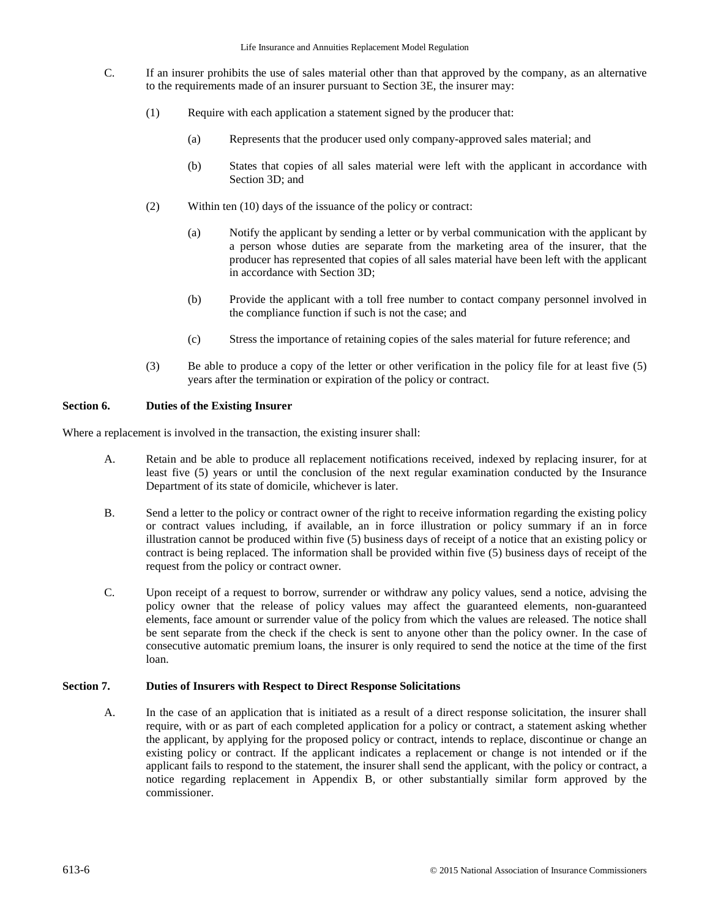C. If an insurer prohibits the use of sales material other than that approved by the company, as an alternative to the requirements made of an insurer pursuant to Section 3E, the insurer may:

(1) Require with each application a statement signed by the producer that:

(a) Represents that the producer used only company-approved sales material; and

(b) States that copies of all sales material were left with the applicant in accordance with Section 3D; and

(2) Within ten (10) days of the issuance of the policy or contract:

(a) Notify the applicant by sending a letter or by verbal communication with the applicant by a person whose duties are separate from the marketing area of the insurer, that the producer has represented that copies of all sales material have been left with the applicant in accordance with Section 3D;

(b) Provide the applicant with a toll free number to contact company personnel involved in the compliance function if such is not the case; and

(c) Stress the importance of retaining copies of the sales material for future reference; and

(3) Be able to produce a copy of the letter or other verification in the policy file for at least five (5) years after the termination or expiration of the policy or contract.

**Section 6. Duties of the Existing Insurer**

Where a replacement is involved in the transaction, the existing insurer shall:

A. Retain and be able to produce all replacement notifications received, indexed by replacing insurer, for at least five (5) years or until the conclusion of the next regular examination conducted by the Insurance Department of its state of domicile, whichever is later.

B. Send a letter to the policy or contract owner of the right to receive information regarding the existing policy or contract values including, if available, an in force illustration or policy summary if an in force illustration cannot be produced within five (5) business days of receipt of a notice that an existing policy or contract is being replaced. The information shall be provided within five (5) business days of receipt of the request from the policy or contract owner.

C. Upon receipt of a request to borrow, surrender or withdraw any policy values, send a notice, advising the policy owner that the release of policy values may affect the guaranteed elements, non-guaranteed elements, face amount or surrender value of the policy from which the values are released. The notice shall be sent separate from the check if the check is sent to anyone other than the policy owner. In the case of consecutive automatic premium loans, the insurer is only required to send the notice at the time of the first loan.

**Section 7. Duties of Insurers with Respect to Direct Response Solicitations**

A. In the case of an application that is initiated as a result of a direct response solicitation, the insurer shall require, with or as part of each completed application for a policy or contract, a statement asking whether the applicant, by applying for the proposed policy or contract, intends to replace, discontinue or change an existing policy or contract. If the applicant indicates a replacement or change is not intended or if the applicant fails to respond to the statement, the insurer shall send the applicant, with the policy or contract, a notice regarding replacement in Appendix B, or other substantially similar form approved by the commissioner.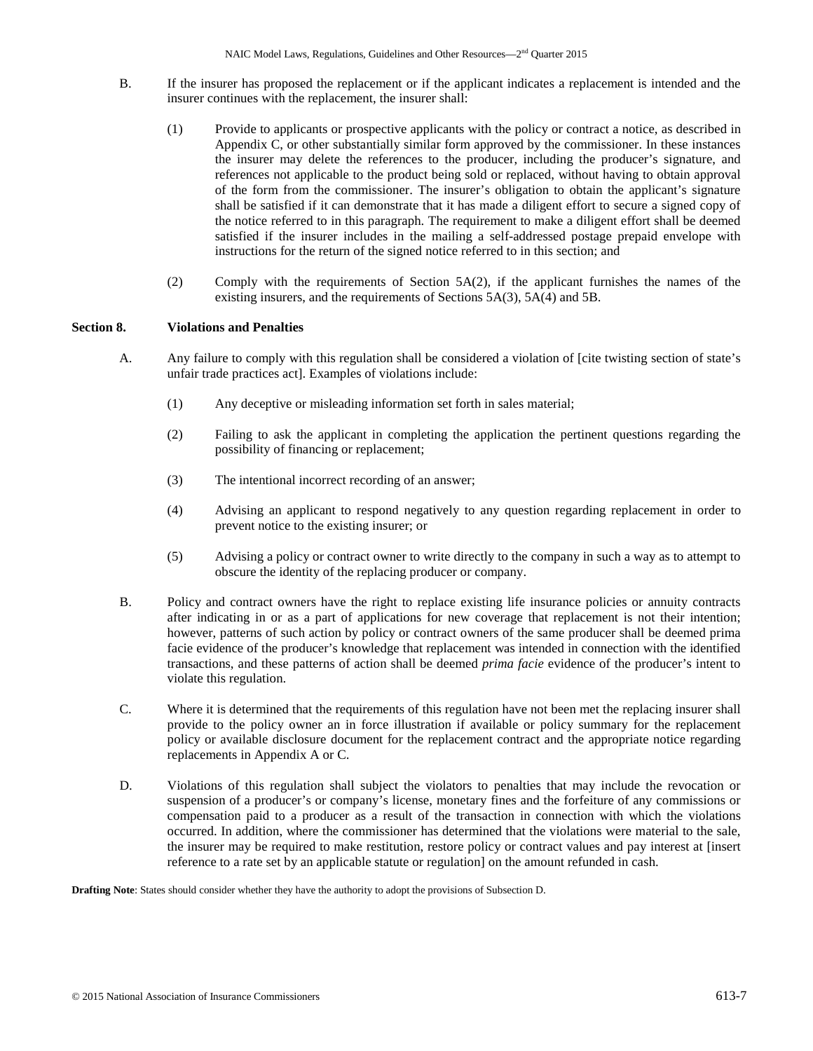B. If the insurer has proposed the replacement or if the applicant indicates a replacement is intended and the insurer continues with the replacement, the insurer shall:

(1) Provide to applicants or prospective applicants with the policy or contract a notice, as described in Appendix C, or other substantially similar form approved by the commissioner. In these instances the insurer may delete the references to the producer, including the producer's signature, and references not applicable to the product being sold or replaced, without having to obtain approval of the form from the commissioner. The insurer's obligation to obtain the applicant's signature shall be satisfied if it can demonstrate that it has made a diligent effort to secure a signed copy of the notice referred to in this paragraph. The requirement to make a diligent effort shall be deemed satisfied if the insurer includes in the mailing a self-addressed postage prepaid envelope with instructions for the return of the signed notice referred to in this section; and

(2) Comply with the requirements of Section 5A(2), if the applicant furnishes the names of the existing insurers, and the requirements of Sections 5A(3), 5A(4) and 5B.

## Section 8. Violations and Penalties

A. Any failure to comply with this regulation shall be considered a violation of [cite twisting section of state's unfair trade practices act]. Examples of violations include:

(1) Any deceptive or misleading information set forth in sales material;

(2) Failing to ask the applicant in completing the application the pertinent questions regarding the possibility of financing or replacement;

(3) The intentional incorrect recording of an answer;

(4) Advising an applicant to respond negatively to any question regarding replacement in order to prevent notice to the existing insurer; or

(5) Advising a policy or contract owner to write directly to the company in such a way as to attempt to obscure the identity of the replacing producer or company.

B. Policy and contract owners have the right to replace existing life insurance policies or annuity contracts after indicating in or as a part of applications for new coverage that replacement is not their intention; however, patterns of such action by policy or contract owners of the same producer shall be deemed prima facie evidence of the producer's knowledge that replacement was intended in connection with the identified transactions, and these patterns of action shall be deemed *prima facie* evidence of the producer's intent to violate this regulation.

C. Where it is determined that the requirements of this regulation have not been met the replacing insurer shall provide to the policy owner an in force illustration if available or policy summary for the replacement policy or available disclosure document for the replacement contract and the appropriate notice regarding replacements in Appendix A or C.

D. Violations of this regulation shall subject the violators to penalties that may include the revocation or suspension of a producer's or company's license, monetary fines and the forfeiture of any commissions or compensation paid to a producer as a result of the transaction in connection with which the violations occurred. In addition, where the commissioner has determined that the violations were material to the sale, the insurer may be required to make restitution, restore policy or contract values and pay interest at [insert reference to a rate set by an applicable statute or regulation] on the amount refunded in cash.

**Drafting Note**: States should consider whether they have the authority to adopt the provisions of Subsection D.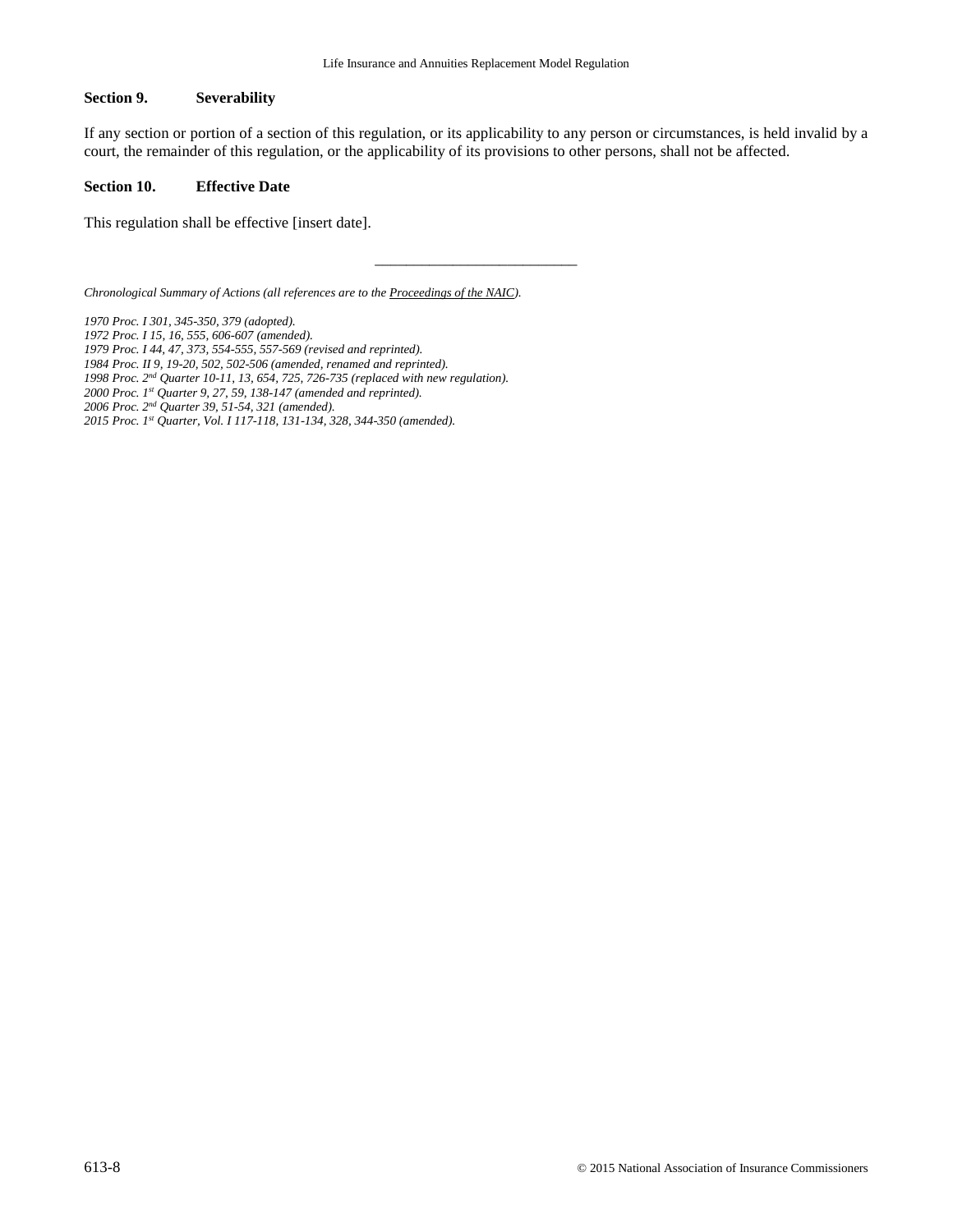## Section 9. Severability

If any section or portion of a section of this regulation, or its applicability to any person or circumstances, is held invalid by a court, the remainder of this regulation, or the applicability of its provisions to other persons, shall not be affected.

## Section 10. Effective Date

This regulation shall be effective [insert date].

---

*Chronological Summary of Actions (all references are to the Proceedings of the NAIC).*

*1970 Proc. I 301, 345-350, 379 (adopted).*
*1972 Proc. I 15, 16, 555, 606-607 (amended).*
*1979 Proc. I 44, 47, 373, 554-555, 557-569 (revised and reprinted).*
*1984 Proc. II 9, 19-20, 502, 502-506 (amended, renamed and reprinted).*
*1998 Proc. 2nd Quarter 10-11, 13, 654, 725, 726-735 (replaced with new regulation).*
*2000 Proc. 1st Quarter 9, 27, 59, 138-147 (amended and reprinted).*
*2006 Proc. 2nd Quarter 39, 51-54, 321 (amended).*
*2015 Proc. 1st Quarter, Vol. I 117-118, 131-134, 328, 344-350 (amended).*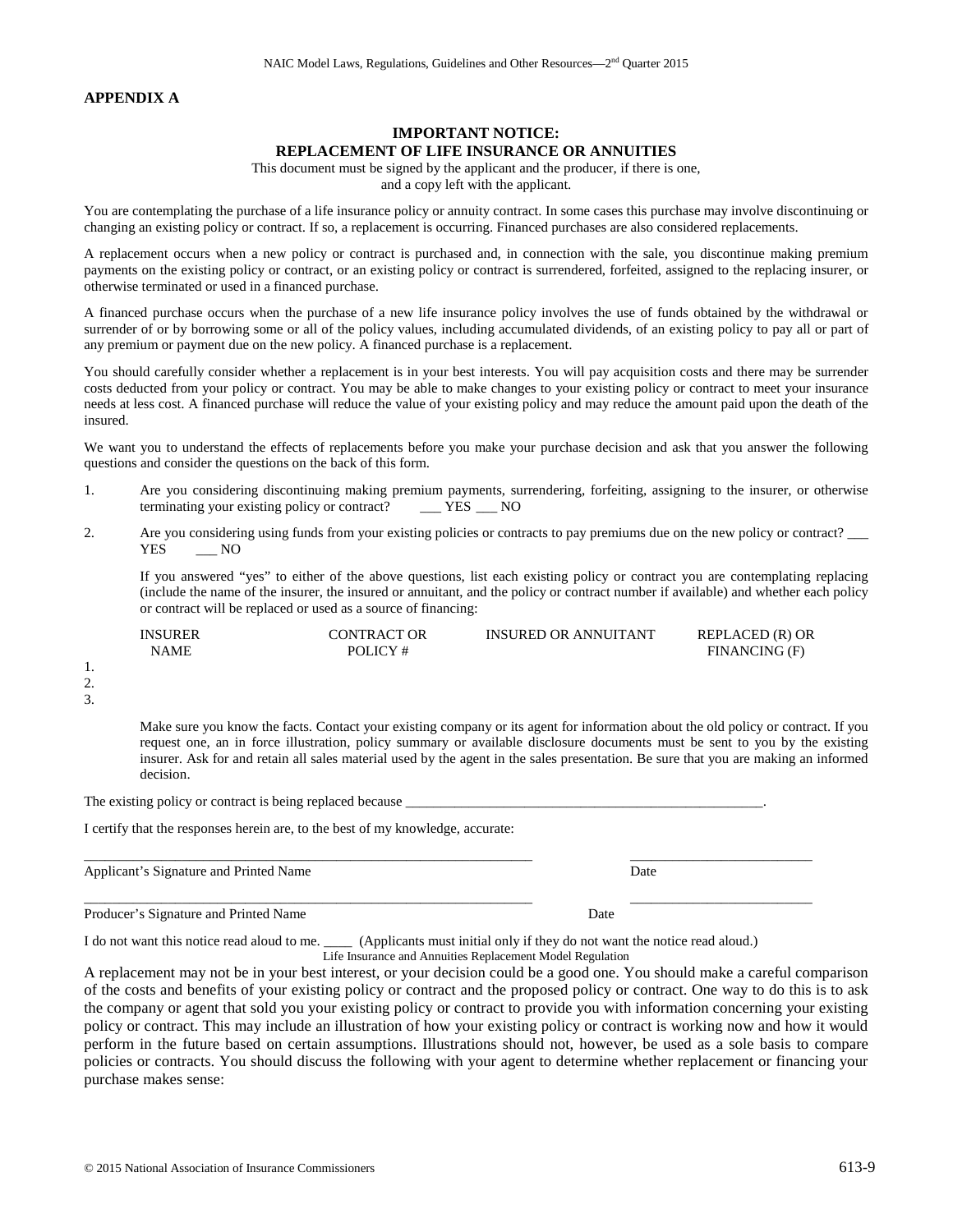## APPENDIX A

### IMPORTANT NOTICE: REPLACEMENT OF LIFE INSURANCE OR ANNUITIES

This document must be signed by the applicant and the producer, if there is one, and a copy left with the applicant.

You are contemplating the purchase of a life insurance policy or annuity contract. In some cases this purchase may involve discontinuing or changing an existing policy or contract. If so, a replacement is occurring. Financed purchases are also considered replacements.

A replacement occurs when a new policy or contract is purchased and, in connection with the sale, you discontinue making premium payments on the existing policy or contract, or an existing policy or contract is surrendered, forfeited, assigned to the replacing insurer, or otherwise terminated or used in a financed purchase.

A financed purchase occurs when the purchase of a new life insurance policy involves the use of funds obtained by the withdrawal or surrender of or by borrowing some or all of the policy values, including accumulated dividends, of an existing policy to pay all or part of any premium or payment due on the new policy. A financed purchase is a replacement.

You should carefully consider whether a replacement is in your best interests. You will pay acquisition costs and there may be surrender costs deducted from your policy or contract. You may be able to make changes to your existing policy or contract to meet your insurance needs at less cost. A financed purchase will reduce the value of your existing policy and may reduce the amount paid upon the death of the insured.

We want you to understand the effects of replacements before you make your purchase decision and ask that you answer the following questions and consider the questions on the back of this form.

1. Are you considering discontinuing making premium payments, surrendering, forfeiting, assigning to the insurer, or otherwise terminating your existing policy or contract? ___ YES ___ NO

2. Are you considering using funds from your existing policies or contracts to pay premiums due on the new policy or contract? ___ YES ___ NO

   If you answered "yes" to either of the above questions, list each existing policy or contract you are contemplating replacing (include the name of the insurer, the insured or annuitant, and the policy or contract number if available) and whether each policy or contract will be replaced or used as a source of financing:

| | INSURER NAME | CONTRACT OR POLICY # | INSURED OR ANNUITANT | REPLACED (R) OR FINANCING (F) |
|---|---|---|---|---|
| 1. | | | | |
| 2. | | | | |
| 3. | | | | |

Make sure you know the facts. Contact your existing company or its agent for information about the old policy or contract. If you request one, an in force illustration, policy summary or available disclosure documents must be sent to you by the existing insurer. Ask for and retain all sales material used by the agent in the sales presentation. Be sure that you are making an informed decision.

The existing policy or contract is being replaced because ______________________________________________________.

I certify that the responses herein are, to the best of my knowledge, accurate:

_______________________________________________________________ __________________________

Applicant's Signature and Printed Name Date

_______________________________________________________________ __________________________

Producer's Signature and Printed Name Date

I do not want this notice read aloud to me. ____ (Applicants must initial only if they do not want the notice read aloud.)

A replacement may not be in your best interest, or your decision could be a good one. You should make a careful comparison of the costs and benefits of your existing policy or contract and the proposed policy or contract. One way to do this is to ask the company or agent that sold you your existing policy or contract to provide you with information concerning your existing policy or contract. This may include an illustration of how your existing policy or contract is working now and how it would perform in the future based on certain assumptions. Illustrations should not, however, be used as a sole basis to compare policies or contracts. You should discuss the following with your agent to determine whether replacement or financing your purchase makes sense: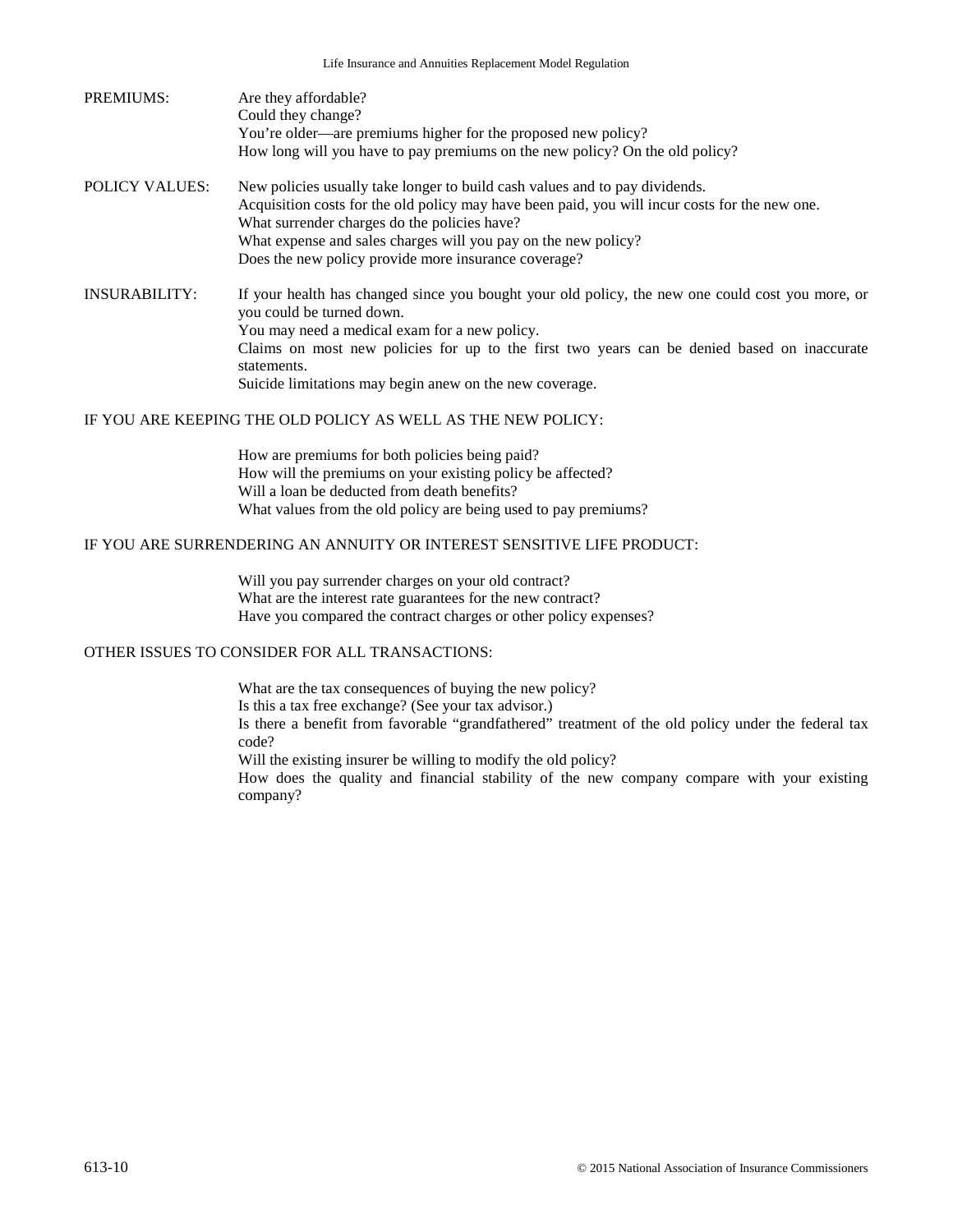PREMIUMS: Are they affordable?
Could they change?
You're older—are premiums higher for the proposed new policy?
How long will you have to pay premiums on the new policy? On the old policy?

POLICY VALUES: New policies usually take longer to build cash values and to pay dividends.
Acquisition costs for the old policy may have been paid, you will incur costs for the new one.
What surrender charges do the policies have?
What expense and sales charges will you pay on the new policy?
Does the new policy provide more insurance coverage?

INSURABILITY: If your health has changed since you bought your old policy, the new one could cost you more, or you could be turned down.
You may need a medical exam for a new policy.
Claims on most new policies for up to the first two years can be denied based on inaccurate statements.
Suicide limitations may begin anew on the new coverage.

IF YOU ARE KEEPING THE OLD POLICY AS WELL AS THE NEW POLICY:

How are premiums for both policies being paid?
How will the premiums on your existing policy be affected?
Will a loan be deducted from death benefits?
What values from the old policy are being used to pay premiums?

IF YOU ARE SURRENDERING AN ANNUITY OR INTEREST SENSITIVE LIFE PRODUCT:

Will you pay surrender charges on your old contract?
What are the interest rate guarantees for the new contract?
Have you compared the contract charges or other policy expenses?

OTHER ISSUES TO CONSIDER FOR ALL TRANSACTIONS:

What are the tax consequences of buying the new policy?
Is this a tax free exchange? (See your tax advisor.)
Is there a benefit from favorable "grandfathered" treatment of the old policy under the federal tax code?
Will the existing insurer be willing to modify the old policy?
How does the quality and financial stability of the new company compare with your existing company?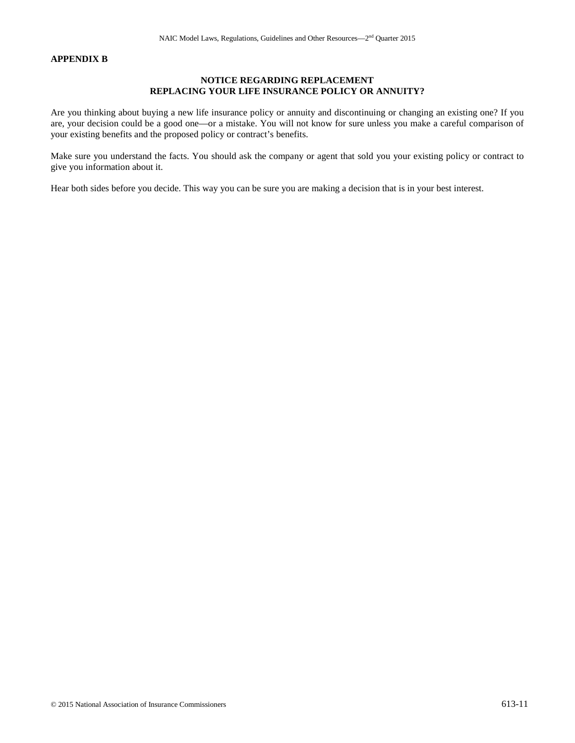**APPENDIX B**

**NOTICE REGARDING REPLACEMENT**
**REPLACING YOUR LIFE INSURANCE POLICY OR ANNUITY?**

Are you thinking about buying a new life insurance policy or annuity and discontinuing or changing an existing one? If you are, your decision could be a good one—or a mistake. You will not know for sure unless you make a careful comparison of your existing benefits and the proposed policy or contract's benefits.

Make sure you understand the facts. You should ask the company or agent that sold you your existing policy or contract to give you information about it.

Hear both sides before you decide. This way you can be sure you are making a decision that is in your best interest.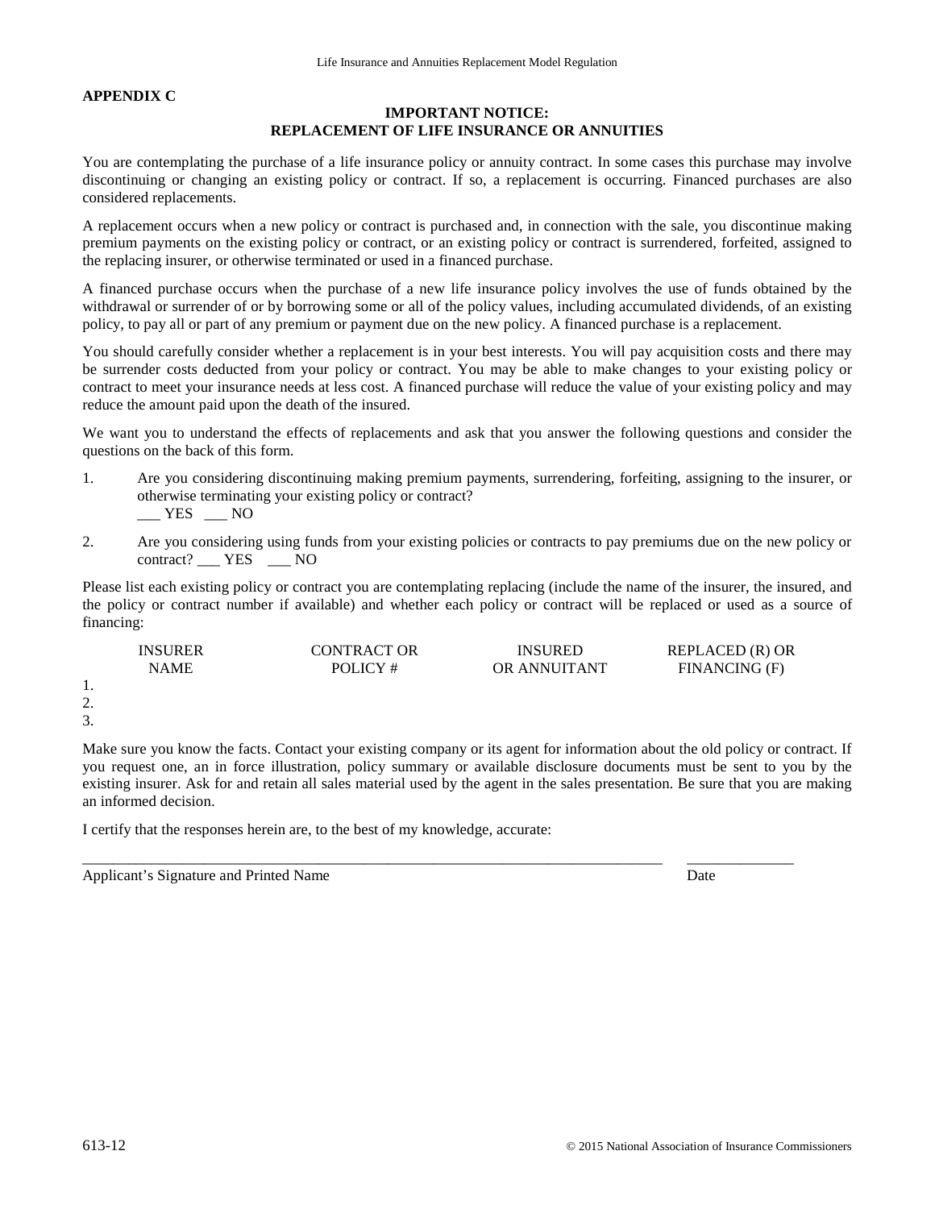**APPENDIX C**

**IMPORTANT NOTICE:**
**REPLACEMENT OF LIFE INSURANCE OR ANNUITIES**

You are contemplating the purchase of a life insurance policy or annuity contract. In some cases this purchase may involve discontinuing or changing an existing policy or contract. If so, a replacement is occurring. Financed purchases are also considered replacements.

A replacement occurs when a new policy or contract is purchased and, in connection with the sale, you discontinue making premium payments on the existing policy or contract, or an existing policy or contract is surrendered, forfeited, assigned to the replacing insurer, or otherwise terminated or used in a financed purchase.

A financed purchase occurs when the purchase of a new life insurance policy involves the use of funds obtained by the withdrawal or surrender of or by borrowing some or all of the policy values, including accumulated dividends, of an existing policy, to pay all or part of any premium or payment due on the new policy. A financed purchase is a replacement.

You should carefully consider whether a replacement is in your best interests. You will pay acquisition costs and there may be surrender costs deducted from your policy or contract. You may be able to make changes to your existing policy or contract to meet your insurance needs at less cost. A financed purchase will reduce the value of your existing policy and may reduce the amount paid upon the death of the insured.

We want you to understand the effects of replacements and ask that you answer the following questions and consider the questions on the back of this form.

1. Are you considering discontinuing making premium payments, surrendering, forfeiting, assigning to the insurer, or otherwise terminating your existing policy or contract?
   ___ YES ___ NO

2. Are you considering using funds from your existing policies or contracts to pay premiums due on the new policy or contract? ___ YES ___ NO

Please list each existing policy or contract you are contemplating replacing (include the name of the insurer, the insured, and the policy or contract number if available) and whether each policy or contract will be replaced or used as a source of financing:

| | INSURER NAME | CONTRACT OR POLICY # | INSURED OR ANNUITANT | REPLACED (R) OR FINANCING (F) |
|---|---|---|---|---|
| 1. | | | | |
| 2. | | | | |
| 3. | | | | |

Make sure you know the facts. Contact your existing company or its agent for information about the old policy or contract. If you request one, an in force illustration, policy summary or available disclosure documents must be sent to you by the existing insurer. Ask for and retain all sales material used by the agent in the sales presentation. Be sure that you are making an informed decision.

I certify that the responses herein are, to the best of my knowledge, accurate:

_______________________________________________ ______________
Applicant's Signature and Printed Name Date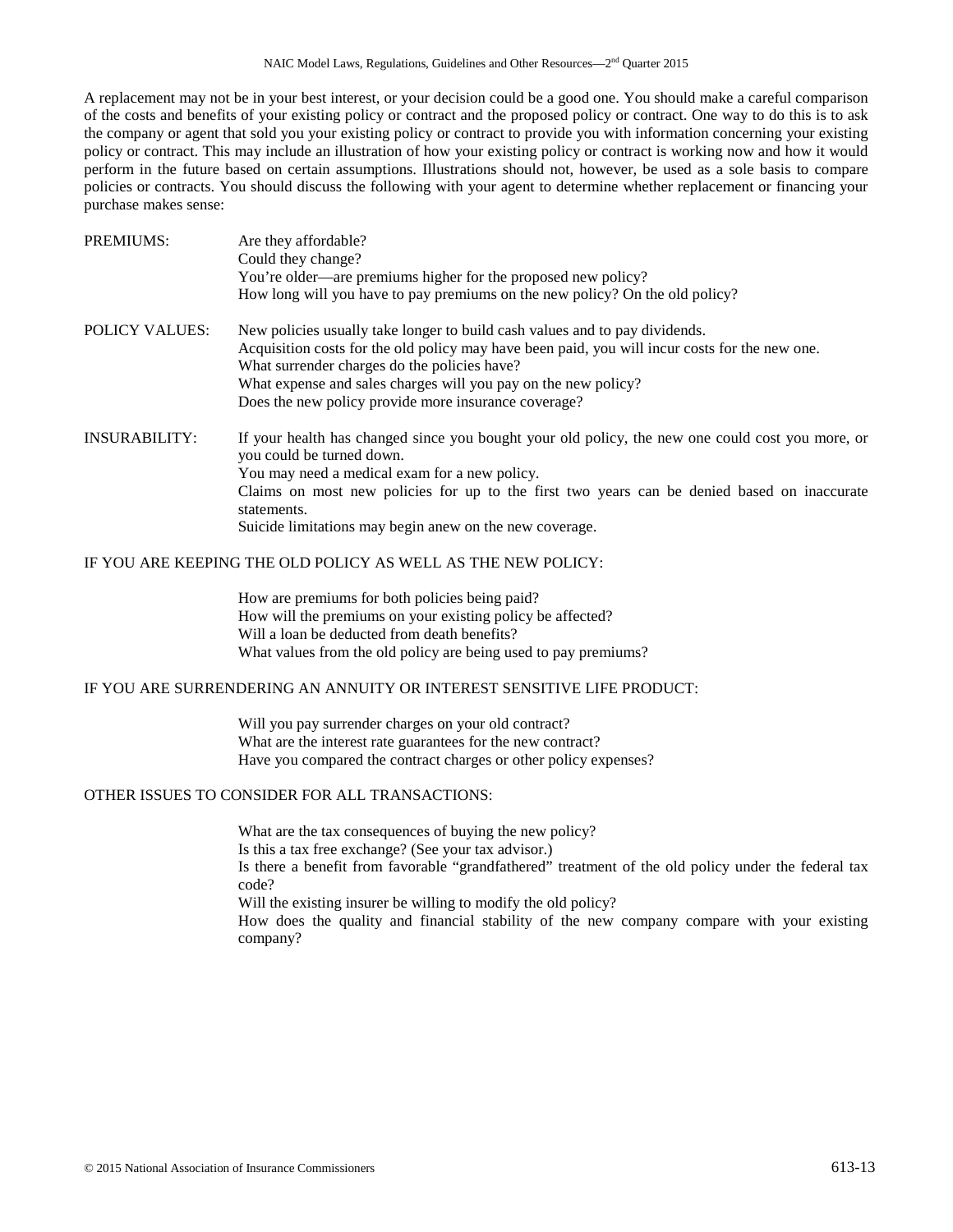A replacement may not be in your best interest, or your decision could be a good one. You should make a careful comparison of the costs and benefits of your existing policy or contract and the proposed policy or contract. One way to do this is to ask the company or agent that sold you your existing policy or contract to provide you with information concerning your existing policy or contract. This may include an illustration of how your existing policy or contract is working now and how it would perform in the future based on certain assumptions. Illustrations should not, however, be used as a sole basis to compare policies or contracts. You should discuss the following with your agent to determine whether replacement or financing your purchase makes sense:

PREMIUMS:

- Are they affordable?
- Could they change?
- You're older—are premiums higher for the proposed new policy?
- How long will you have to pay premiums on the new policy? On the old policy?

POLICY VALUES:

- New policies usually take longer to build cash values and to pay dividends.
- Acquisition costs for the old policy may have been paid, you will incur costs for the new one.
- What surrender charges do the policies have?
- What expense and sales charges will you pay on the new policy?
- Does the new policy provide more insurance coverage?

INSURABILITY:

- If your health has changed since you bought your old policy, the new one could cost you more, or you could be turned down.
- You may need a medical exam for a new policy.
- Claims on most new policies for up to the first two years can be denied based on inaccurate statements.
- Suicide limitations may begin anew on the new coverage.

IF YOU ARE KEEPING THE OLD POLICY AS WELL AS THE NEW POLICY:

- How are premiums for both policies being paid?
- How will the premiums on your existing policy be affected?
- Will a loan be deducted from death benefits?
- What values from the old policy are being used to pay premiums?

IF YOU ARE SURRENDERING AN ANNUITY OR INTEREST SENSITIVE LIFE PRODUCT:

- Will you pay surrender charges on your old contract?
- What are the interest rate guarantees for the new contract?
- Have you compared the contract charges or other policy expenses?

OTHER ISSUES TO CONSIDER FOR ALL TRANSACTIONS:

- What are the tax consequences of buying the new policy?
- Is this a tax free exchange? (See your tax advisor.)
- Is there a benefit from favorable "grandfathered" treatment of the old policy under the federal tax code?
- Will the existing insurer be willing to modify the old policy?
- How does the quality and financial stability of the new company compare with your existing company?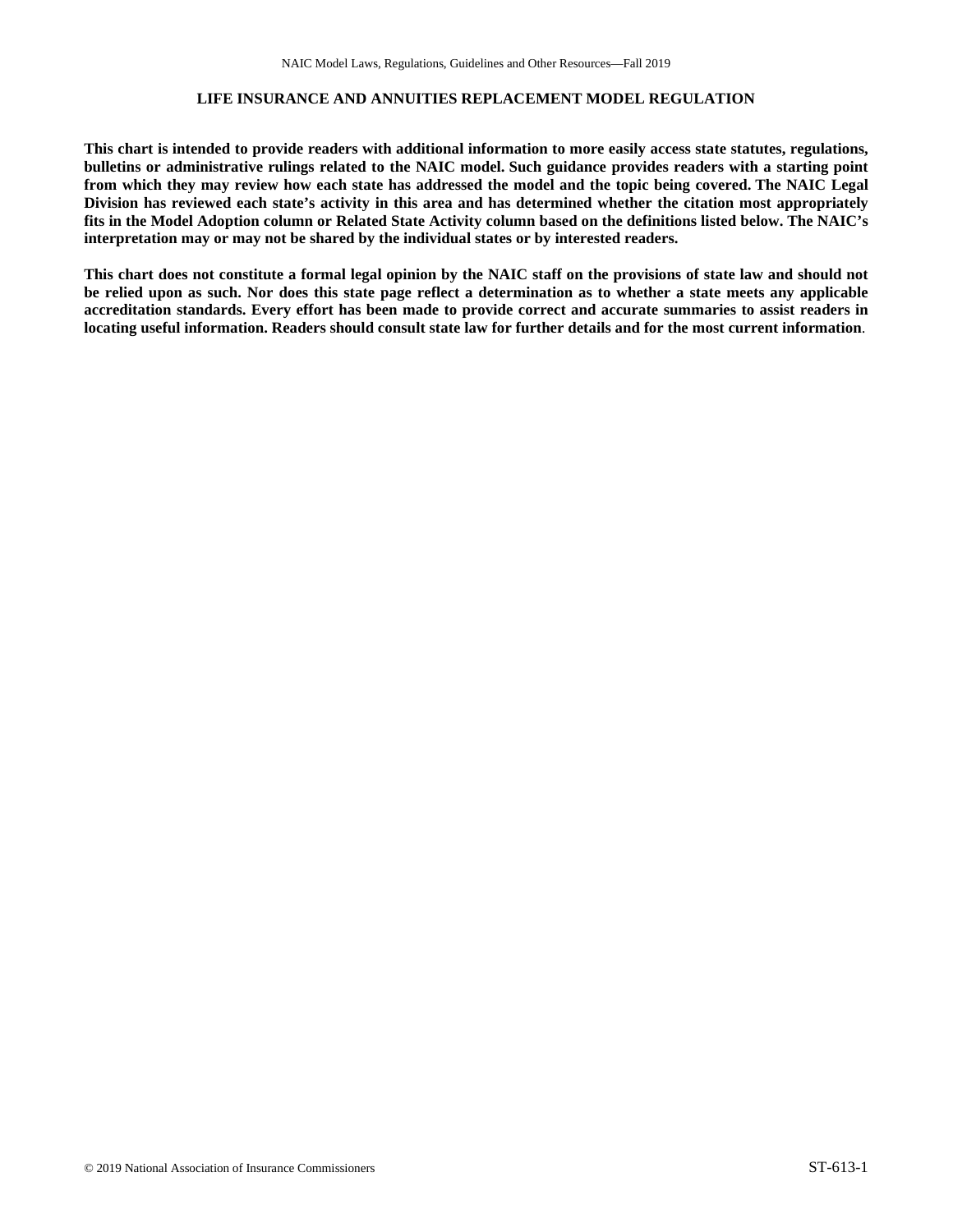## LIFE INSURANCE AND ANNUITIES REPLACEMENT MODEL REGULATION

**This chart is intended to provide readers with additional information to more easily access state statutes, regulations, bulletins or administrative rulings related to the NAIC model. Such guidance provides readers with a starting point from which they may review how each state has addressed the model and the topic being covered. The NAIC Legal Division has reviewed each state's activity in this area and has determined whether the citation most appropriately fits in the Model Adoption column or Related State Activity column based on the definitions listed below. The NAIC's interpretation may or may not be shared by the individual states or by interested readers.**

**This chart does not constitute a formal legal opinion by the NAIC staff on the provisions of state law and should not be relied upon as such. Nor does this state page reflect a determination as to whether a state meets any applicable accreditation standards. Every effort has been made to provide correct and accurate summaries to assist readers in locating useful information. Readers should consult state law for further details and for the most current information**.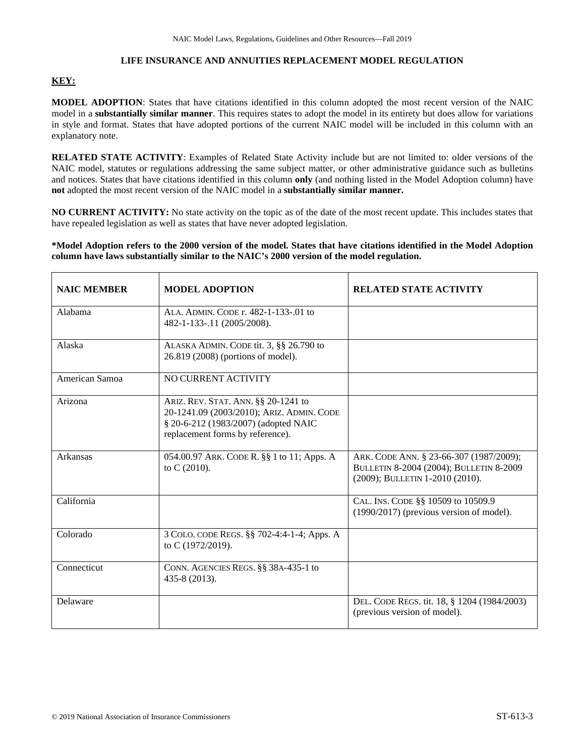## LIFE INSURANCE AND ANNUITIES REPLACEMENT MODEL REGULATION

**KEY:**

**MODEL ADOPTION**: States that have citations identified in this column adopted the most recent version of the NAIC model in a **substantially similar manner**. This requires states to adopt the model in its entirety but does allow for variations in style and format. States that have adopted portions of the current NAIC model will be included in this column with an explanatory note.

**RELATED STATE ACTIVITY**: Examples of Related State Activity include but are not limited to: older versions of the NAIC model, statutes or regulations addressing the same subject matter, or other administrative guidance such as bulletins and notices. States that have citations identified in this column **only** (and nothing listed in the Model Adoption column) have **not** adopted the most recent version of the NAIC model in a **substantially similar manner.**

**NO CURRENT ACTIVITY:** No state activity on the topic as of the date of the most recent update. This includes states that have repealed legislation as well as states that have never adopted legislation.

***Model Adoption refers to the 2000 version of the model. States that have citations identified in the Model Adoption column have laws substantially similar to the NAIC's 2000 version of the model regulation.**

| NAIC MEMBER | MODEL ADOPTION | RELATED STATE ACTIVITY |
|---|---|---|
| Alabama | ALA. ADMIN. CODE r. 482-1-133-.01 to 482-1-133-.11 (2005/2008). | |
| Alaska | ALASKA ADMIN. CODE tit. 3, §§ 26.790 to 26.819 (2008) (portions of model). | |
| American Samoa | NO CURRENT ACTIVITY | |
| Arizona | ARIZ. REV. STAT. ANN. §§ 20-1241 to 20-1241.09 (2003/2010); ARIZ. ADMIN. CODE § 20-6-212 (1983/2007) (adopted NAIC replacement forms by reference). | |
| Arkansas | 054.00.97 ARK. CODE R. §§ 1 to 11; Apps. A to C (2010). | ARK. CODE ANN. § 23-66-307 (1987/2009); BULLETIN 8-2004 (2004); BULLETIN 8-2009 (2009); BULLETIN 1-2010 (2010). |
| California | | CAL. INS. CODE §§ 10509 to 10509.9 (1990/2017) (previous version of model). |
| Colorado | 3 COLO. CODE REGS. §§ 702-4:4-1-4; Apps. A to C (1972/2019). | |
| Connecticut | CONN. AGENCIES REGS. §§ 38A-435-1 to 435-8 (2013). | |
| Delaware | | DEL. CODE REGS. tit. 18, § 1204 (1984/2003) (previous version of model). |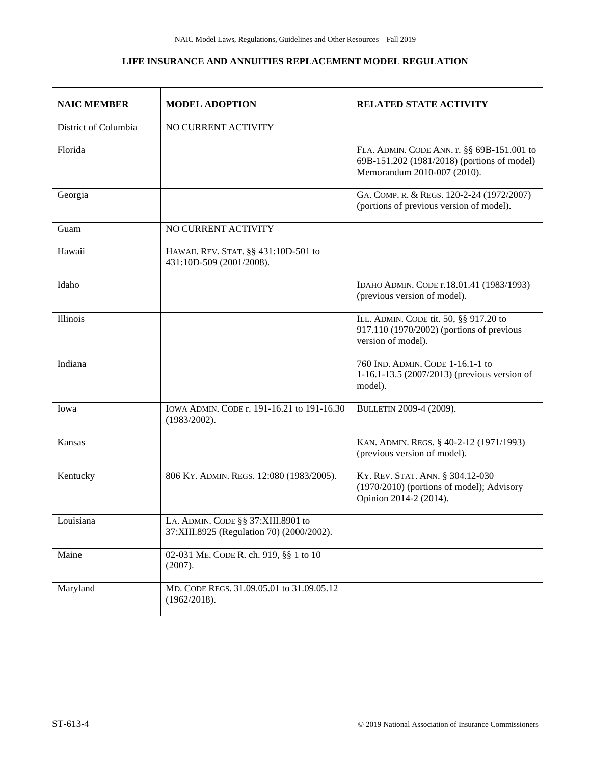## LIFE INSURANCE AND ANNUITIES REPLACEMENT MODEL REGULATION

| NAIC MEMBER | MODEL ADOPTION | RELATED STATE ACTIVITY |
|---|---|---|
| District of Columbia | NO CURRENT ACTIVITY | |
| Florida | | FLA. ADMIN. CODE ANN. r. §§ 69B-151.001 to 69B-151.202 (1981/2018) (portions of model) Memorandum 2010-007 (2010). |
| Georgia | | GA. COMP. R. & REGS. 120-2-24 (1972/2007) (portions of previous version of model). |
| Guam | NO CURRENT ACTIVITY | |
| Hawaii | HAWAII. REV. STAT. §§ 431:10D-501 to 431:10D-509 (2001/2008). | |
| Idaho | | IDAHO ADMIN. CODE r.18.01.41 (1983/1993) (previous version of model). |
| Illinois | | ILL. ADMIN. CODE tit. 50, §§ 917.20 to 917.110 (1970/2002) (portions of previous version of model). |
| Indiana | | 760 IND. ADMIN. CODE 1-16.1-1 to 1-16.1-13.5 (2007/2013) (previous version of model). |
| Iowa | IOWA ADMIN. CODE r. 191-16.21 to 191-16.30 (1983/2002). | BULLETIN 2009-4 (2009). |
| Kansas | | KAN. ADMIN. REGS. § 40-2-12 (1971/1993) (previous version of model). |
| Kentucky | 806 KY. ADMIN. REGS. 12:080 (1983/2005). | KY. REV. STAT. ANN. § 304.12-030 (1970/2010) (portions of model); Advisory Opinion 2014-2 (2014). |
| Louisiana | LA. ADMIN. CODE §§ 37:XIII.8901 to 37:XIII.8925 (Regulation 70) (2000/2002). | |
| Maine | 02-031 ME. CODE R. ch. 919, §§ 1 to 10 (2007). | |
| Maryland | MD. CODE REGS. 31.09.05.01 to 31.09.05.12 (1962/2018). | |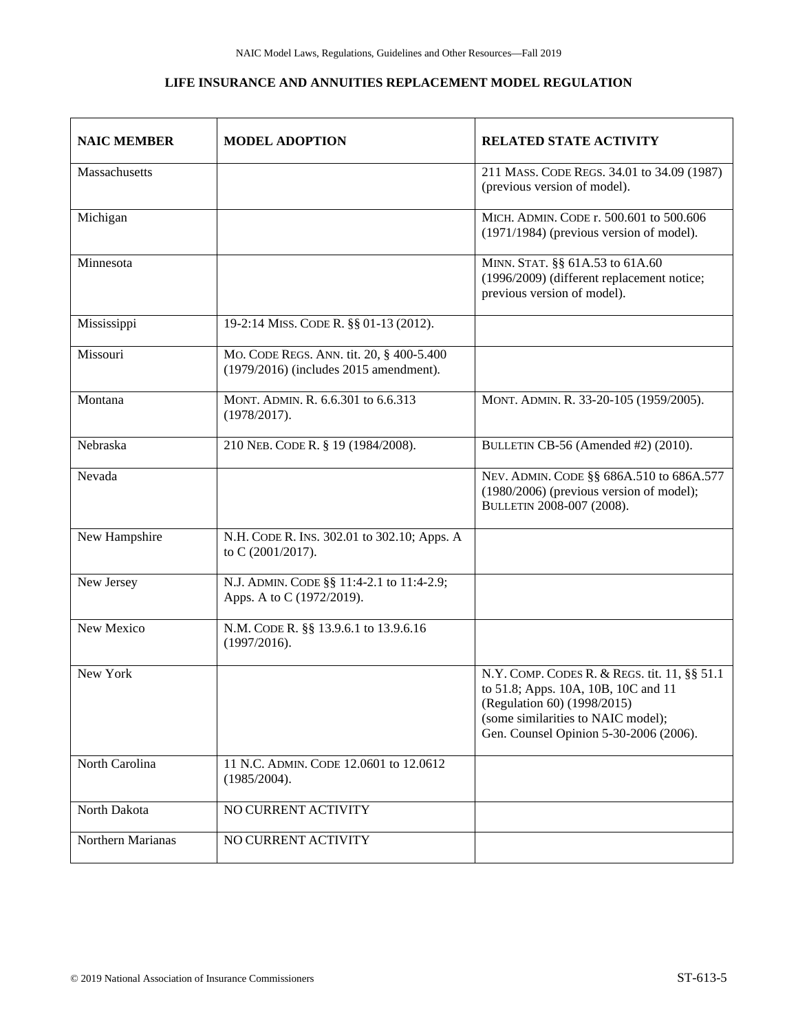## LIFE INSURANCE AND ANNUITIES REPLACEMENT MODEL REGULATION

| NAIC MEMBER | MODEL ADOPTION | RELATED STATE ACTIVITY |
| --- | --- | --- |
| Massachusetts | | 211 MASS. CODE REGS. 34.01 to 34.09 (1987) (previous version of model). |
| Michigan | | MICH. ADMIN. CODE r. 500.601 to 500.606 (1971/1984) (previous version of model). |
| Minnesota | | MINN. STAT. §§ 61A.53 to 61A.60 (1996/2009) (different replacement notice; previous version of model). |
| Mississippi | 19-2:14 MISS. CODE R. §§ 01-13 (2012). | |
| Missouri | MO. CODE REGS. ANN. tit. 20, § 400-5.400 (1979/2016) (includes 2015 amendment). | |
| Montana | MONT. ADMIN. R. 6.6.301 to 6.6.313 (1978/2017). | MONT. ADMIN. R. 33-20-105 (1959/2005). |
| Nebraska | 210 NEB. CODE R. § 19 (1984/2008). | BULLETIN CB-56 (Amended #2) (2010). |
| Nevada | | NEV. ADMIN. CODE §§ 686A.510 to 686A.577 (1980/2006) (previous version of model); BULLETIN 2008-007 (2008). |
| New Hampshire | N.H. CODE R. INS. 302.01 to 302.10; Apps. A to C (2001/2017). | |
| New Jersey | N.J. ADMIN. CODE §§ 11:4-2.1 to 11:4-2.9; Apps. A to C (1972/2019). | |
| New Mexico | N.M. CODE R. §§ 13.9.6.1 to 13.9.6.16 (1997/2016). | |
| New York | | N.Y. COMP. CODES R. & REGS. tit. 11, §§ 51.1 to 51.8; Apps. 10A, 10B, 10C and 11 (Regulation 60) (1998/2015) (some similarities to NAIC model); Gen. Counsel Opinion 5-30-2006 (2006). |
| North Carolina | 11 N.C. ADMIN. CODE 12.0601 to 12.0612 (1985/2004). | |
| North Dakota | NO CURRENT ACTIVITY | |
| Northern Marianas | NO CURRENT ACTIVITY | |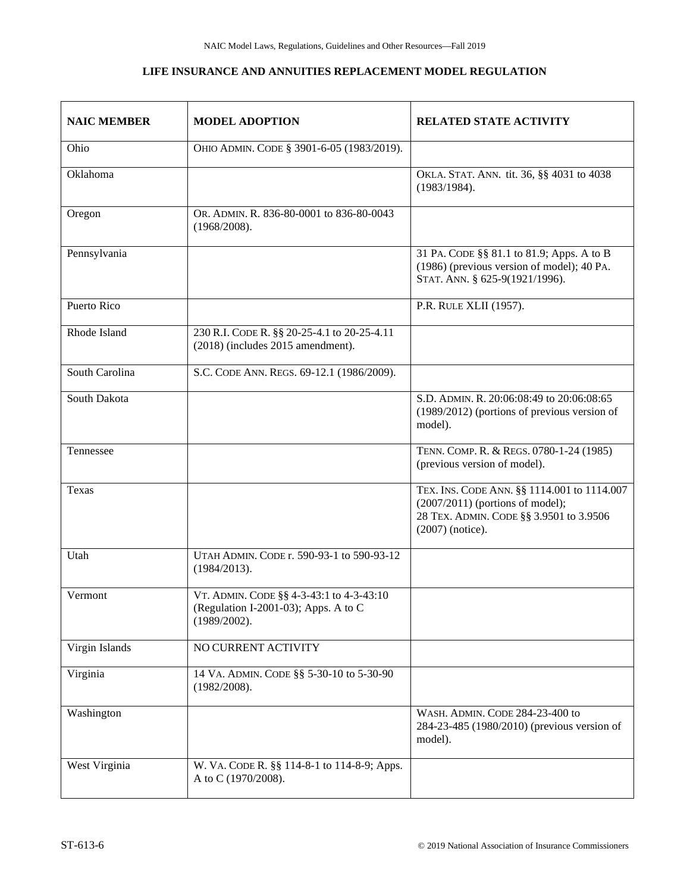## LIFE INSURANCE AND ANNUITIES REPLACEMENT MODEL REGULATION

| NAIC MEMBER | MODEL ADOPTION | RELATED STATE ACTIVITY |
|---|---|---|
| Ohio | OHIO ADMIN. CODE § 3901-6-05 (1983/2019). | |
| Oklahoma | | OKLA. STAT. ANN. tit. 36, §§ 4031 to 4038 (1983/1984). |
| Oregon | OR. ADMIN. R. 836-80-0001 to 836-80-0043 (1968/2008). | |
| Pennsylvania | | 31 PA. CODE §§ 81.1 to 81.9; Apps. A to B (1986) (previous version of model); 40 PA. STAT. ANN. § 625-9(1921/1996). |
| Puerto Rico | | P.R. RULE XLII (1957). |
| Rhode Island | 230 R.I. CODE R. §§ 20-25-4.1 to 20-25-4.11 (2018) (includes 2015 amendment). | |
| South Carolina | S.C. CODE ANN. REGS. 69-12.1 (1986/2009). | |
| South Dakota | | S.D. ADMIN. R. 20:06:08:49 to 20:06:08:65 (1989/2012) (portions of previous version of model). |
| Tennessee | | TENN. COMP. R. & REGS. 0780-1-24 (1985) (previous version of model). |
| Texas | | TEX. INS. CODE ANN. §§ 1114.001 to 1114.007 (2007/2011) (portions of model); 28 TEX. ADMIN. CODE §§ 3.9501 to 3.9506 (2007) (notice). |
| Utah | UTAH ADMIN. CODE r. 590-93-1 to 590-93-12 (1984/2013). | |
| Vermont | VT. ADMIN. CODE §§ 4-3-43:1 to 4-3-43:10 (Regulation I-2001-03); Apps. A to C (1989/2002). | |
| Virgin Islands | NO CURRENT ACTIVITY | |
| Virginia | 14 VA. ADMIN. CODE §§ 5-30-10 to 5-30-90 (1982/2008). | |
| Washington | | WASH. ADMIN. CODE 284-23-400 to 284-23-485 (1980/2010) (previous version of model). |
| West Virginia | W. VA. CODE R. §§ 114-8-1 to 114-8-9; Apps. A to C (1970/2008). | |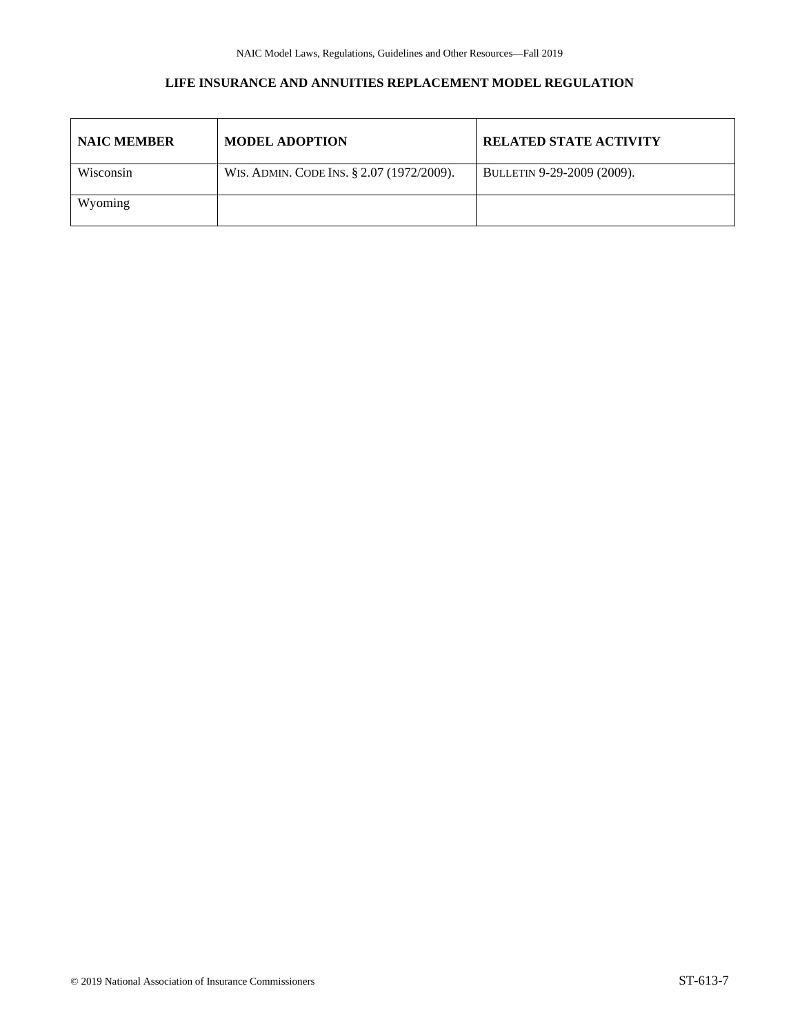## LIFE INSURANCE AND ANNUITIES REPLACEMENT MODEL REGULATION

| NAIC MEMBER | MODEL ADOPTION | RELATED STATE ACTIVITY |
|---|---|---|
| Wisconsin | WIS. ADMIN. CODE INS. § 2.07 (1972/2009). | BULLETIN 9-29-2009 (2009). |
| Wyoming | | |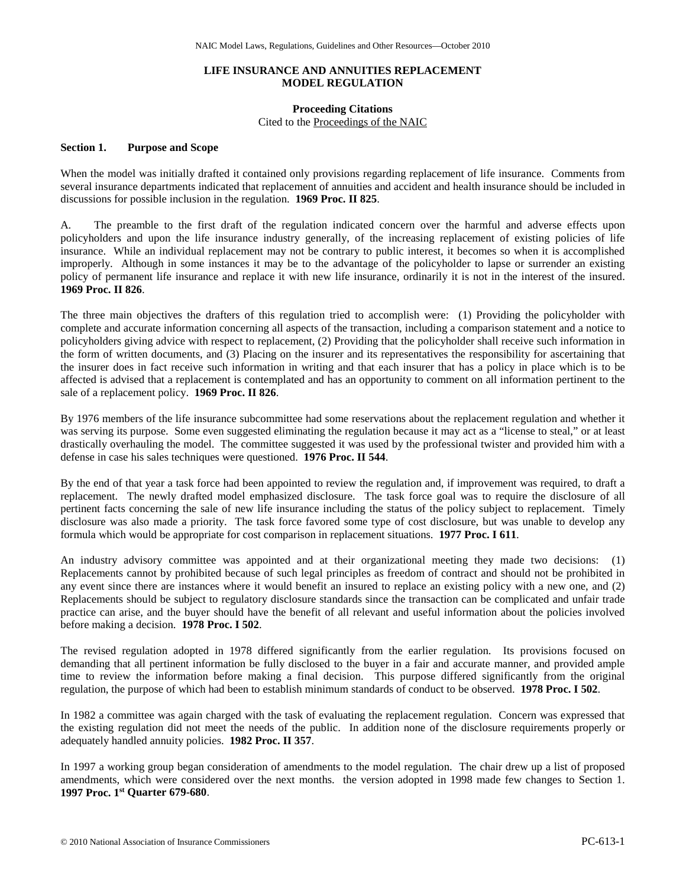## LIFE INSURANCE AND ANNUITIES REPLACEMENT MODEL REGULATION

**Proceeding Citations**
Cited to the Proceedings of the NAIC

### Section 1. Purpose and Scope

When the model was initially drafted it contained only provisions regarding replacement of life insurance. Comments from several insurance departments indicated that replacement of annuities and accident and health insurance should be included in discussions for possible inclusion in the regulation. **1969 Proc. II 825**.

A. The preamble to the first draft of the regulation indicated concern over the harmful and adverse effects upon policyholders and upon the life insurance industry generally, of the increasing replacement of existing policies of life insurance. While an individual replacement may not be contrary to public interest, it becomes so when it is accomplished improperly. Although in some instances it may be to the advantage of the policyholder to lapse or surrender an existing policy of permanent life insurance and replace it with new life insurance, ordinarily it is not in the interest of the insured. **1969 Proc. II 826**.

The three main objectives the drafters of this regulation tried to accomplish were: (1) Providing the policyholder with complete and accurate information concerning all aspects of the transaction, including a comparison statement and a notice to policyholders giving advice with respect to replacement, (2) Providing that the policyholder shall receive such information in the form of written documents, and (3) Placing on the insurer and its representatives the responsibility for ascertaining that the insurer does in fact receive such information in writing and that each insurer that has a policy in place which is to be affected is advised that a replacement is contemplated and has an opportunity to comment on all information pertinent to the sale of a replacement policy. **1969 Proc. II 826**.

By 1976 members of the life insurance subcommittee had some reservations about the replacement regulation and whether it was serving its purpose. Some even suggested eliminating the regulation because it may act as a "license to steal," or at least drastically overhauling the model. The committee suggested it was used by the professional twister and provided him with a defense in case his sales techniques were questioned. **1976 Proc. II 544**.

By the end of that year a task force had been appointed to review the regulation and, if improvement was required, to draft a replacement. The newly drafted model emphasized disclosure. The task force goal was to require the disclosure of all pertinent facts concerning the sale of new life insurance including the status of the policy subject to replacement. Timely disclosure was also made a priority. The task force favored some type of cost disclosure, but was unable to develop any formula which would be appropriate for cost comparison in replacement situations. **1977 Proc. I 611**.

An industry advisory committee was appointed and at their organizational meeting they made two decisions: (1) Replacements cannot by prohibited because of such legal principles as freedom of contract and should not be prohibited in any event since there are instances where it would benefit an insured to replace an existing policy with a new one, and (2) Replacements should be subject to regulatory disclosure standards since the transaction can be complicated and unfair trade practice can arise, and the buyer should have the benefit of all relevant and useful information about the policies involved before making a decision. **1978 Proc. I 502**.

The revised regulation adopted in 1978 differed significantly from the earlier regulation. Its provisions focused on demanding that all pertinent information be fully disclosed to the buyer in a fair and accurate manner, and provided ample time to review the information before making a final decision. This purpose differed significantly from the original regulation, the purpose of which had been to establish minimum standards of conduct to be observed. **1978 Proc. I 502**.

In 1982 a committee was again charged with the task of evaluating the replacement regulation. Concern was expressed that the existing regulation did not meet the needs of the public. In addition none of the disclosure requirements properly or adequately handled annuity policies. **1982 Proc. II 357**.

In 1997 a working group began consideration of amendments to the model regulation. The chair drew up a list of proposed amendments, which were considered over the next months. the version adopted in 1998 made few changes to Section 1. **1997 Proc. 1st Quarter 679-680**.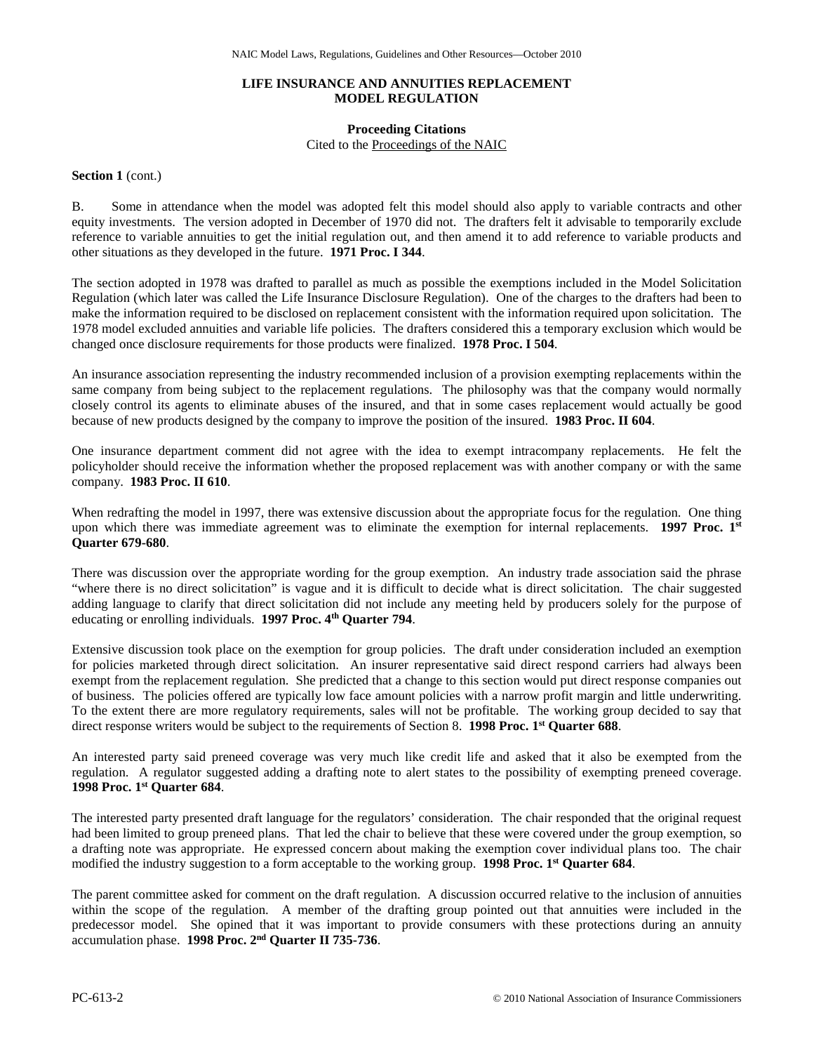## LIFE INSURANCE AND ANNUITIES REPLACEMENT MODEL REGULATION

**Proceeding Citations**
Cited to the Proceedings of the NAIC

**Section 1** (cont.)

B. Some in attendance when the model was adopted felt this model should also apply to variable contracts and other equity investments. The version adopted in December of 1970 did not. The drafters felt it advisable to temporarily exclude reference to variable annuities to get the initial regulation out, and then amend it to add reference to variable products and other situations as they developed in the future. **1971 Proc. I 344**.

The section adopted in 1978 was drafted to parallel as much as possible the exemptions included in the Model Solicitation Regulation (which later was called the Life Insurance Disclosure Regulation). One of the charges to the drafters had been to make the information required to be disclosed on replacement consistent with the information required upon solicitation. The 1978 model excluded annuities and variable life policies. The drafters considered this a temporary exclusion which would be changed once disclosure requirements for those products were finalized. **1978 Proc. I 504**.

An insurance association representing the industry recommended inclusion of a provision exempting replacements within the same company from being subject to the replacement regulations. The philosophy was that the company would normally closely control its agents to eliminate abuses of the insured, and that in some cases replacement would actually be good because of new products designed by the company to improve the position of the insured. **1983 Proc. II 604**.

One insurance department comment did not agree with the idea to exempt intracompany replacements. He felt the policyholder should receive the information whether the proposed replacement was with another company or with the same company. **1983 Proc. II 610**.

When redrafting the model in 1997, there was extensive discussion about the appropriate focus for the regulation. One thing upon which there was immediate agreement was to eliminate the exemption for internal replacements. **1997 Proc. 1st Quarter 679-680**.

There was discussion over the appropriate wording for the group exemption. An industry trade association said the phrase "where there is no direct solicitation" is vague and it is difficult to decide what is direct solicitation. The chair suggested adding language to clarify that direct solicitation did not include any meeting held by producers solely for the purpose of educating or enrolling individuals. **1997 Proc. 4th Quarter 794**.

Extensive discussion took place on the exemption for group policies. The draft under consideration included an exemption for policies marketed through direct solicitation. An insurer representative said direct respond carriers had always been exempt from the replacement regulation. She predicted that a change to this section would put direct response companies out of business. The policies offered are typically low face amount policies with a narrow profit margin and little underwriting. To the extent there are more regulatory requirements, sales will not be profitable. The working group decided to say that direct response writers would be subject to the requirements of Section 8. **1998 Proc. 1st Quarter 688**.

An interested party said preneed coverage was very much like credit life and asked that it also be exempted from the regulation. A regulator suggested adding a drafting note to alert states to the possibility of exempting preneed coverage. **1998 Proc. 1st Quarter 684**.

The interested party presented draft language for the regulators' consideration. The chair responded that the original request had been limited to group preneed plans. That led the chair to believe that these were covered under the group exemption, so a drafting note was appropriate. He expressed concern about making the exemption cover individual plans too. The chair modified the industry suggestion to a form acceptable to the working group. **1998 Proc. 1st Quarter 684**.

The parent committee asked for comment on the draft regulation. A discussion occurred relative to the inclusion of annuities within the scope of the regulation. A member of the drafting group pointed out that annuities were included in the predecessor model. She opined that it was important to provide consumers with these protections during an annuity accumulation phase. **1998 Proc. 2nd Quarter II 735-736**.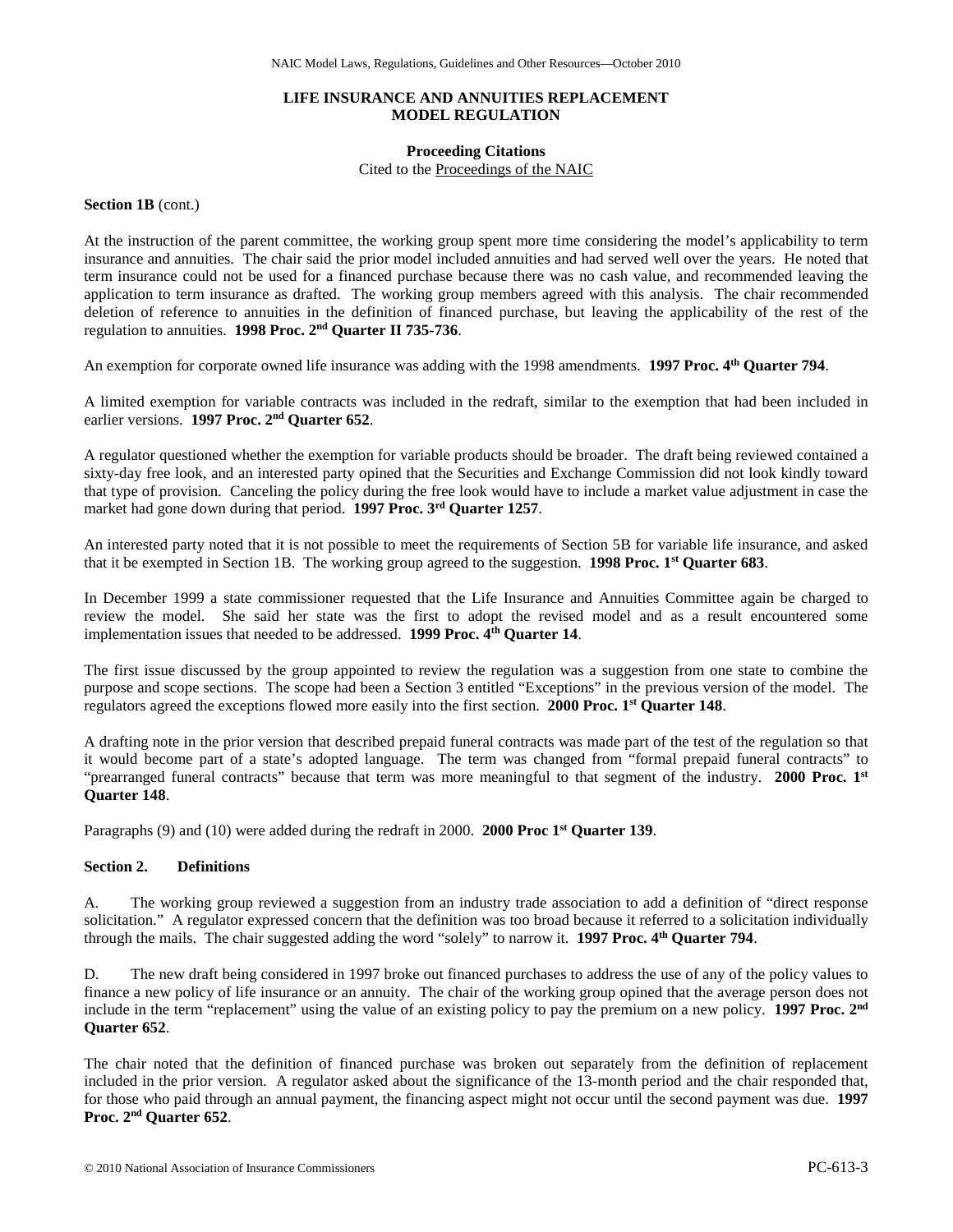**LIFE INSURANCE AND ANNUITIES REPLACEMENT MODEL REGULATION**

**Proceeding Citations**
Cited to the Proceedings of the NAIC

**Section 1B** (cont.)

At the instruction of the parent committee, the working group spent more time considering the model's applicability to term insurance and annuities. The chair said the prior model included annuities and had served well over the years. He noted that term insurance could not be used for a financed purchase because there was no cash value, and recommended leaving the application to term insurance as drafted. The working group members agreed with this analysis. The chair recommended deletion of reference to annuities in the definition of financed purchase, but leaving the applicability of the rest of the regulation to annuities. **1998 Proc. 2nd Quarter II 735-736**.

An exemption for corporate owned life insurance was adding with the 1998 amendments. **1997 Proc. 4th Quarter 794**.

A limited exemption for variable contracts was included in the redraft, similar to the exemption that had been included in earlier versions. **1997 Proc. 2nd Quarter 652**.

A regulator questioned whether the exemption for variable products should be broader. The draft being reviewed contained a sixty-day free look, and an interested party opined that the Securities and Exchange Commission did not look kindly toward that type of provision. Canceling the policy during the free look would have to include a market value adjustment in case the market had gone down during that period. **1997 Proc. 3rd Quarter 1257**.

An interested party noted that it is not possible to meet the requirements of Section 5B for variable life insurance, and asked that it be exempted in Section 1B. The working group agreed to the suggestion. **1998 Proc. 1st Quarter 683**.

In December 1999 a state commissioner requested that the Life Insurance and Annuities Committee again be charged to review the model. She said her state was the first to adopt the revised model and as a result encountered some implementation issues that needed to be addressed. **1999 Proc. 4th Quarter 14**.

The first issue discussed by the group appointed to review the regulation was a suggestion from one state to combine the purpose and scope sections. The scope had been a Section 3 entitled "Exceptions" in the previous version of the model. The regulators agreed the exceptions flowed more easily into the first section. **2000 Proc. 1st Quarter 148**.

A drafting note in the prior version that described prepaid funeral contracts was made part of the test of the regulation so that it would become part of a state's adopted language. The term was changed from "formal prepaid funeral contracts" to "prearranged funeral contracts" because that term was more meaningful to that segment of the industry. **2000 Proc. 1st Quarter 148**.

Paragraphs (9) and (10) were added during the redraft in 2000. **2000 Proc 1st Quarter 139**.

**Section 2. Definitions**

A. The working group reviewed a suggestion from an industry trade association to add a definition of "direct response solicitation." A regulator expressed concern that the definition was too broad because it referred to a solicitation individually through the mails. The chair suggested adding the word "solely" to narrow it. **1997 Proc. 4th Quarter 794**.

D. The new draft being considered in 1997 broke out financed purchases to address the use of any of the policy values to finance a new policy of life insurance or an annuity. The chair of the working group opined that the average person does not include in the term "replacement" using the value of an existing policy to pay the premium on a new policy. **1997 Proc. 2nd Quarter 652**.

The chair noted that the definition of financed purchase was broken out separately from the definition of replacement included in the prior version. A regulator asked about the significance of the 13-month period and the chair responded that, for those who paid through an annual payment, the financing aspect might not occur until the second payment was due. **1997 Proc. 2nd Quarter 652**.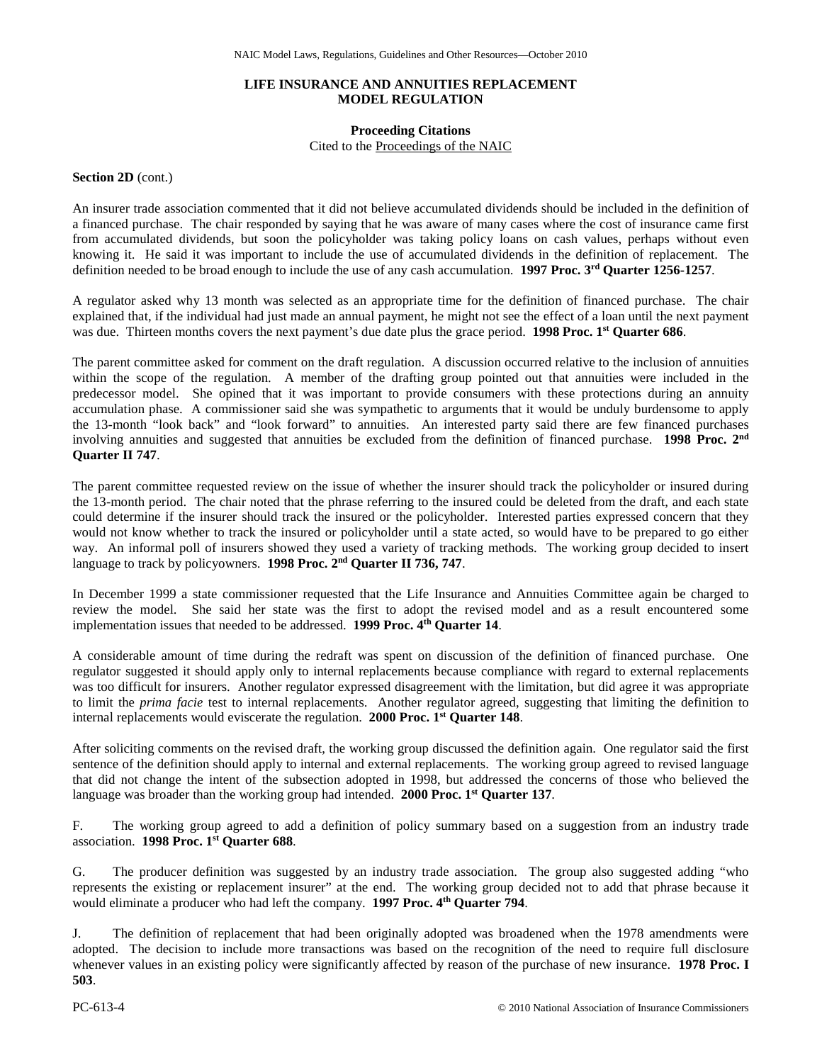## LIFE INSURANCE AND ANNUITIES REPLACEMENT MODEL REGULATION

**Proceeding Citations**
Cited to the Proceedings of the NAIC

**Section 2D** (cont.)

An insurer trade association commented that it did not believe accumulated dividends should be included in the definition of a financed purchase. The chair responded by saying that he was aware of many cases where the cost of insurance came first from accumulated dividends, but soon the policyholder was taking policy loans on cash values, perhaps without even knowing it. He said it was important to include the use of accumulated dividends in the definition of replacement. The definition needed to be broad enough to include the use of any cash accumulation. **1997 Proc. 3rd Quarter 1256-1257**.

A regulator asked why 13 month was selected as an appropriate time for the definition of financed purchase. The chair explained that, if the individual had just made an annual payment, he might not see the effect of a loan until the next payment was due. Thirteen months covers the next payment's due date plus the grace period. **1998 Proc. 1st Quarter 686**.

The parent committee asked for comment on the draft regulation. A discussion occurred relative to the inclusion of annuities within the scope of the regulation. A member of the drafting group pointed out that annuities were included in the predecessor model. She opined that it was important to provide consumers with these protections during an annuity accumulation phase. A commissioner said she was sympathetic to arguments that it would be unduly burdensome to apply the 13-month "look back" and "look forward" to annuities. An interested party said there are few financed purchases involving annuities and suggested that annuities be excluded from the definition of financed purchase. **1998 Proc. 2nd Quarter II 747**.

The parent committee requested review on the issue of whether the insurer should track the policyholder or insured during the 13-month period. The chair noted that the phrase referring to the insured could be deleted from the draft, and each state could determine if the insurer should track the insured or the policyholder. Interested parties expressed concern that they would not know whether to track the insured or policyholder until a state acted, so would have to be prepared to go either way. An informal poll of insurers showed they used a variety of tracking methods. The working group decided to insert language to track by policyowners. **1998 Proc. 2nd Quarter II 736, 747**.

In December 1999 a state commissioner requested that the Life Insurance and Annuities Committee again be charged to review the model. She said her state was the first to adopt the revised model and as a result encountered some implementation issues that needed to be addressed. **1999 Proc. 4th Quarter 14**.

A considerable amount of time during the redraft was spent on discussion of the definition of financed purchase. One regulator suggested it should apply only to internal replacements because compliance with regard to external replacements was too difficult for insurers. Another regulator expressed disagreement with the limitation, but did agree it was appropriate to limit the *prima facie* test to internal replacements. Another regulator agreed, suggesting that limiting the definition to internal replacements would eviscerate the regulation. **2000 Proc. 1st Quarter 148**.

After soliciting comments on the revised draft, the working group discussed the definition again. One regulator said the first sentence of the definition should apply to internal and external replacements. The working group agreed to revised language that did not change the intent of the subsection adopted in 1998, but addressed the concerns of those who believed the language was broader than the working group had intended. **2000 Proc. 1st Quarter 137**.

F. The working group agreed to add a definition of policy summary based on a suggestion from an industry trade association. **1998 Proc. 1st Quarter 688**.

G. The producer definition was suggested by an industry trade association. The group also suggested adding "who represents the existing or replacement insurer" at the end. The working group decided not to add that phrase because it would eliminate a producer who had left the company. **1997 Proc. 4th Quarter 794**.

J. The definition of replacement that had been originally adopted was broadened when the 1978 amendments were adopted. The decision to include more transactions was based on the recognition of the need to require full disclosure whenever values in an existing policy were significantly affected by reason of the purchase of new insurance. **1978 Proc. I 503**.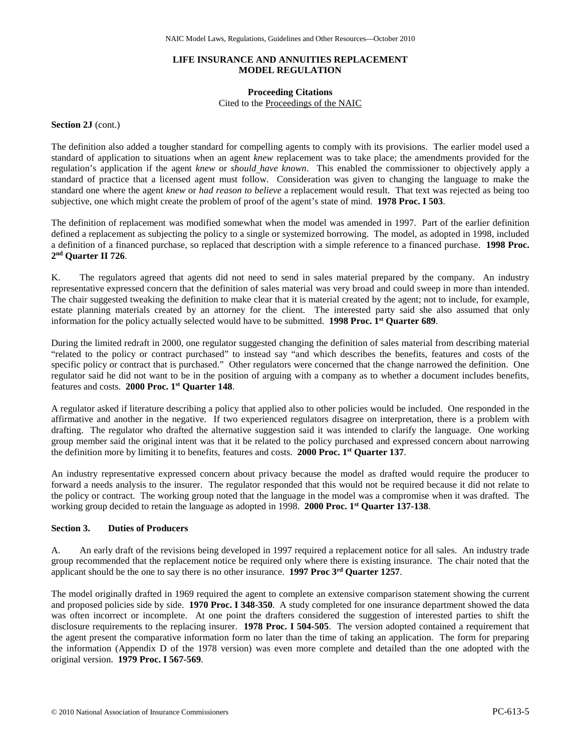# LIFE INSURANCE AND ANNUITIES REPLACEMENT MODEL REGULATION

## Proceeding Citations

Cited to the Proceedings of the NAIC

**Section 2J** (cont.)

The definition also added a tougher standard for compelling agents to comply with its provisions. The earlier model used a standard of application to situations when an agent *knew* replacement was to take place; the amendments provided for the regulation's application if the agent *knew* or *should have known*. This enabled the commissioner to objectively apply a standard of practice that a licensed agent must follow. Consideration was given to changing the language to make the standard one where the agent *knew* or *had reason to believe* a replacement would result. That text was rejected as being too subjective, one which might create the problem of proof of the agent's state of mind. **1978 Proc. I 503**.

The definition of replacement was modified somewhat when the model was amended in 1997. Part of the earlier definition defined a replacement as subjecting the policy to a single or systemized borrowing. The model, as adopted in 1998, included a definition of a financed purchase, so replaced that description with a simple reference to a financed purchase. **1998 Proc. 2nd Quarter II 726**.

K. The regulators agreed that agents did not need to send in sales material prepared by the company. An industry representative expressed concern that the definition of sales material was very broad and could sweep in more than intended. The chair suggested tweaking the definition to make clear that it is material created by the agent; not to include, for example, estate planning materials created by an attorney for the client. The interested party said she also assumed that only information for the policy actually selected would have to be submitted. **1998 Proc. 1st Quarter 689**.

During the limited redraft in 2000, one regulator suggested changing the definition of sales material from describing material "related to the policy or contract purchased" to instead say "and which describes the benefits, features and costs of the specific policy or contract that is purchased." Other regulators were concerned that the change narrowed the definition. One regulator said he did not want to be in the position of arguing with a company as to whether a document includes benefits, features and costs. **2000 Proc. 1st Quarter 148**.

A regulator asked if literature describing a policy that applied also to other policies would be included. One responded in the affirmative and another in the negative. If two experienced regulators disagree on interpretation, there is a problem with drafting. The regulator who drafted the alternative suggestion said it was intended to clarify the language. One working group member said the original intent was that it be related to the policy purchased and expressed concern about narrowing the definition more by limiting it to benefits, features and costs. **2000 Proc. 1st Quarter 137**.

An industry representative expressed concern about privacy because the model as drafted would require the producer to forward a needs analysis to the insurer. The regulator responded that this would not be required because it did not relate to the policy or contract. The working group noted that the language in the model was a compromise when it was drafted. The working group decided to retain the language as adopted in 1998. **2000 Proc. 1st Quarter 137-138**.

**Section 3. Duties of Producers**

A. An early draft of the revisions being developed in 1997 required a replacement notice for all sales. An industry trade group recommended that the replacement notice be required only where there is existing insurance. The chair noted that the applicant should be the one to say there is no other insurance. **1997 Proc 3rd Quarter 1257**.

The model originally drafted in 1969 required the agent to complete an extensive comparison statement showing the current and proposed policies side by side. **1970 Proc. I 348-350**. A study completed for one insurance department showed the data was often incorrect or incomplete. At one point the drafters considered the suggestion of interested parties to shift the disclosure requirements to the replacing insurer. **1978 Proc. I 504-505**. The version adopted contained a requirement that the agent present the comparative information form no later than the time of taking an application. The form for preparing the information (Appendix D of the 1978 version) was even more complete and detailed than the one adopted with the original version. **1979 Proc. I 567-569**.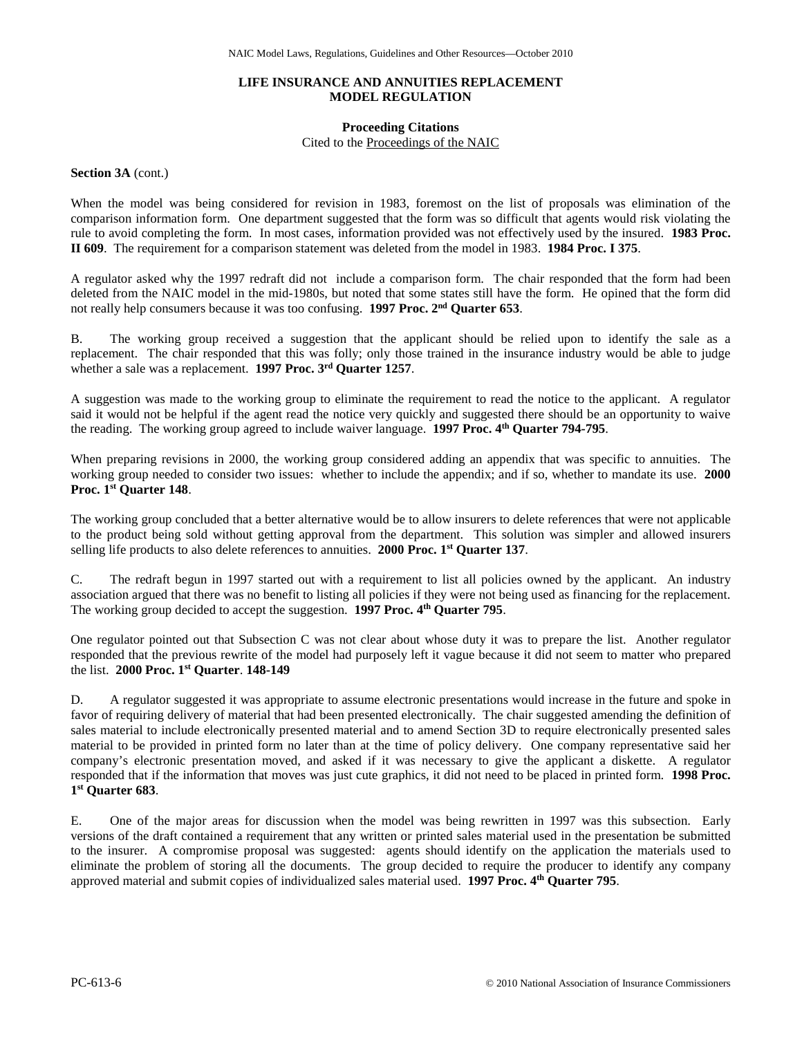## LIFE INSURANCE AND ANNUITIES REPLACEMENT MODEL REGULATION

### Proceeding Citations

Cited to the Proceedings of the NAIC

**Section 3A** (cont.)

When the model was being considered for revision in 1983, foremost on the list of proposals was elimination of the comparison information form. One department suggested that the form was so difficult that agents would risk violating the rule to avoid completing the form. In most cases, information provided was not effectively used by the insured. **1983 Proc. II 609**. The requirement for a comparison statement was deleted from the model in 1983. **1984 Proc. I 375**.

A regulator asked why the 1997 redraft did not include a comparison form. The chair responded that the form had been deleted from the NAIC model in the mid-1980s, but noted that some states still have the form. He opined that the form did not really help consumers because it was too confusing. **1997 Proc. 2nd Quarter 653**.

B. The working group received a suggestion that the applicant should be relied upon to identify the sale as a replacement. The chair responded that this was folly; only those trained in the insurance industry would be able to judge whether a sale was a replacement. **1997 Proc. 3rd Quarter 1257**.

A suggestion was made to the working group to eliminate the requirement to read the notice to the applicant. A regulator said it would not be helpful if the agent read the notice very quickly and suggested there should be an opportunity to waive the reading. The working group agreed to include waiver language. **1997 Proc. 4th Quarter 794-795**.

When preparing revisions in 2000, the working group considered adding an appendix that was specific to annuities. The working group needed to consider two issues: whether to include the appendix; and if so, whether to mandate its use. **2000 Proc. 1st Quarter 148**.

The working group concluded that a better alternative would be to allow insurers to delete references that were not applicable to the product being sold without getting approval from the department. This solution was simpler and allowed insurers selling life products to also delete references to annuities. **2000 Proc. 1st Quarter 137**.

C. The redraft begun in 1997 started out with a requirement to list all policies owned by the applicant. An industry association argued that there was no benefit to listing all policies if they were not being used as financing for the replacement. The working group decided to accept the suggestion. **1997 Proc. 4th Quarter 795**.

One regulator pointed out that Subsection C was not clear about whose duty it was to prepare the list. Another regulator responded that the previous rewrite of the model had purposely left it vague because it did not seem to matter who prepared the list. **2000 Proc. 1st Quarter**. **148-149**

D. A regulator suggested it was appropriate to assume electronic presentations would increase in the future and spoke in favor of requiring delivery of material that had been presented electronically. The chair suggested amending the definition of sales material to include electronically presented material and to amend Section 3D to require electronically presented sales material to be provided in printed form no later than at the time of policy delivery. One company representative said her company's electronic presentation moved, and asked if it was necessary to give the applicant a diskette. A regulator responded that if the information that moves was just cute graphics, it did not need to be placed in printed form. **1998 Proc. 1st Quarter 683**.

E. One of the major areas for discussion when the model was being rewritten in 1997 was this subsection. Early versions of the draft contained a requirement that any written or printed sales material used in the presentation be submitted to the insurer. A compromise proposal was suggested: agents should identify on the application the materials used to eliminate the problem of storing all the documents. The group decided to require the producer to identify any company approved material and submit copies of individualized sales material used. **1997 Proc. 4th Quarter 795**.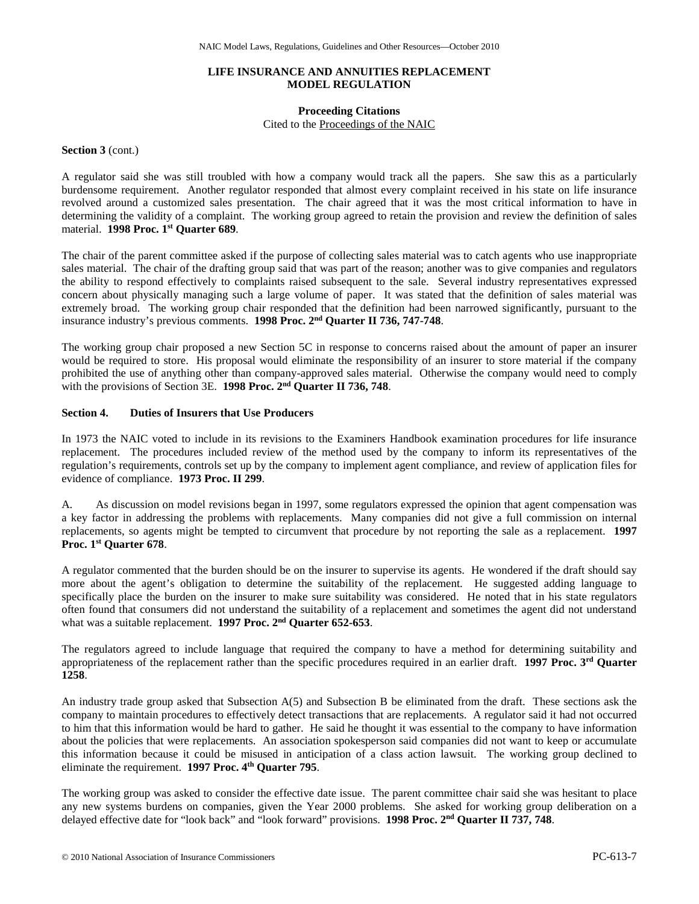**LIFE INSURANCE AND ANNUITIES REPLACEMENT MODEL REGULATION**

**Proceeding Citations**
Cited to the Proceedings of the NAIC

**Section 3** (cont.)

A regulator said she was still troubled with how a company would track all the papers. She saw this as a particularly burdensome requirement. Another regulator responded that almost every complaint received in his state on life insurance revolved around a customized sales presentation. The chair agreed that it was the most critical information to have in determining the validity of a complaint. The working group agreed to retain the provision and review the definition of sales material. **1998 Proc. 1st Quarter 689**.

The chair of the parent committee asked if the purpose of collecting sales material was to catch agents who use inappropriate sales material. The chair of the drafting group said that was part of the reason; another was to give companies and regulators the ability to respond effectively to complaints raised subsequent to the sale. Several industry representatives expressed concern about physically managing such a large volume of paper. It was stated that the definition of sales material was extremely broad. The working group chair responded that the definition had been narrowed significantly, pursuant to the insurance industry's previous comments. **1998 Proc. 2nd Quarter II 736, 747-748**.

The working group chair proposed a new Section 5C in response to concerns raised about the amount of paper an insurer would be required to store. His proposal would eliminate the responsibility of an insurer to store material if the company prohibited the use of anything other than company-approved sales material. Otherwise the company would need to comply with the provisions of Section 3E. **1998 Proc. 2nd Quarter II 736, 748**.

**Section 4. Duties of Insurers that Use Producers**

In 1973 the NAIC voted to include in its revisions to the Examiners Handbook examination procedures for life insurance replacement. The procedures included review of the method used by the company to inform its representatives of the regulation's requirements, controls set up by the company to implement agent compliance, and review of application files for evidence of compliance. **1973 Proc. II 299**.

A. As discussion on model revisions began in 1997, some regulators expressed the opinion that agent compensation was a key factor in addressing the problems with replacements. Many companies did not give a full commission on internal replacements, so agents might be tempted to circumvent that procedure by not reporting the sale as a replacement. **1997 Proc. 1st Quarter 678**.

A regulator commented that the burden should be on the insurer to supervise its agents. He wondered if the draft should say more about the agent's obligation to determine the suitability of the replacement. He suggested adding language to specifically place the burden on the insurer to make sure suitability was considered. He noted that in his state regulators often found that consumers did not understand the suitability of a replacement and sometimes the agent did not understand what was a suitable replacement. **1997 Proc. 2nd Quarter 652-653**.

The regulators agreed to include language that required the company to have a method for determining suitability and appropriateness of the replacement rather than the specific procedures required in an earlier draft. **1997 Proc. 3rd Quarter 1258**.

An industry trade group asked that Subsection A(5) and Subsection B be eliminated from the draft. These sections ask the company to maintain procedures to effectively detect transactions that are replacements. A regulator said it had not occurred to him that this information would be hard to gather. He said he thought it was essential to the company to have information about the policies that were replacements. An association spokesperson said companies did not want to keep or accumulate this information because it could be misused in anticipation of a class action lawsuit. The working group declined to eliminate the requirement. **1997 Proc. 4th Quarter 795**.

The working group was asked to consider the effective date issue. The parent committee chair said she was hesitant to place any new systems burdens on companies, given the Year 2000 problems. She asked for working group deliberation on a delayed effective date for "look back" and "look forward" provisions. **1998 Proc. 2nd Quarter II 737, 748**.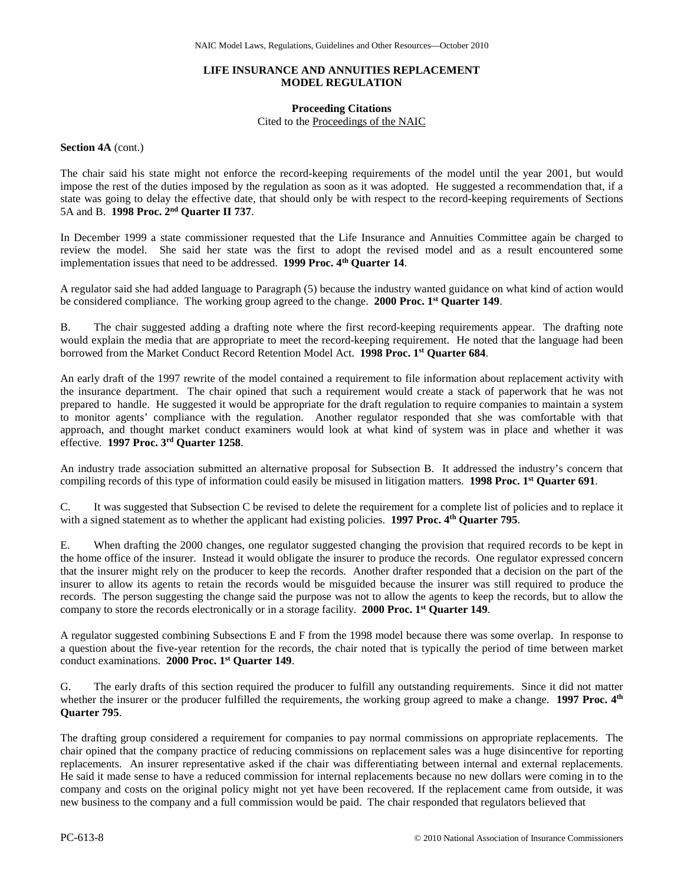## LIFE INSURANCE AND ANNUITIES REPLACEMENT MODEL REGULATION

### Proceeding Citations

Cited to the Proceedings of the NAIC

**Section 4A** (cont.)

The chair said his state might not enforce the record-keeping requirements of the model until the year 2001, but would impose the rest of the duties imposed by the regulation as soon as it was adopted. He suggested a recommendation that, if a state was going to delay the effective date, that should only be with respect to the record-keeping requirements of Sections 5A and B. **1998 Proc. 2nd Quarter II 737**.

In December 1999 a state commissioner requested that the Life Insurance and Annuities Committee again be charged to review the model. She said her state was the first to adopt the revised model and as a result encountered some implementation issues that need to be addressed. **1999 Proc. 4th Quarter 14**.

A regulator said she had added language to Paragraph (5) because the industry wanted guidance on what kind of action would be considered compliance. The working group agreed to the change. **2000 Proc. 1st Quarter 149**.

B. The chair suggested adding a drafting note where the first record-keeping requirements appear. The drafting note would explain the media that are appropriate to meet the record-keeping requirement. He noted that the language had been borrowed from the Market Conduct Record Retention Model Act. **1998 Proc. 1st Quarter 684**.

An early draft of the 1997 rewrite of the model contained a requirement to file information about replacement activity with the insurance department. The chair opined that such a requirement would create a stack of paperwork that he was not prepared to handle. He suggested it would be appropriate for the draft regulation to require companies to maintain a system to monitor agents' compliance with the regulation. Another regulator responded that she was comfortable with that approach, and thought market conduct examiners would look at what kind of system was in place and whether it was effective. **1997 Proc. 3rd Quarter 1258**.

An industry trade association submitted an alternative proposal for Subsection B. It addressed the industry's concern that compiling records of this type of information could easily be misused in litigation matters. **1998 Proc. 1st Quarter 691**.

C. It was suggested that Subsection C be revised to delete the requirement for a complete list of policies and to replace it with a signed statement as to whether the applicant had existing policies. **1997 Proc. 4th Quarter 795**.

E. When drafting the 2000 changes, one regulator suggested changing the provision that required records to be kept in the home office of the insurer. Instead it would obligate the insurer to produce the records. One regulator expressed concern that the insurer might rely on the producer to keep the records. Another drafter responded that a decision on the part of the insurer to allow its agents to retain the records would be misguided because the insurer was still required to produce the records. The person suggesting the change said the purpose was not to allow the agents to keep the records, but to allow the company to store the records electronically or in a storage facility. **2000 Proc. 1st Quarter 149**.

A regulator suggested combining Subsections E and F from the 1998 model because there was some overlap. In response to a question about the five-year retention for the records, the chair noted that is typically the period of time between market conduct examinations. **2000 Proc. 1st Quarter 149**.

G. The early drafts of this section required the producer to fulfill any outstanding requirements. Since it did not matter whether the insurer or the producer fulfilled the requirements, the working group agreed to make a change. **1997 Proc. 4th Quarter 795**.

The drafting group considered a requirement for companies to pay normal commissions on appropriate replacements. The chair opined that the company practice of reducing commissions on replacement sales was a huge disincentive for reporting replacements. An insurer representative asked if the chair was differentiating between internal and external replacements. He said it made sense to have a reduced commission for internal replacements because no new dollars were coming in to the company and costs on the original policy might not yet have been recovered. If the replacement came from outside, it was new business to the company and a full commission would be paid. The chair responded that regulators believed that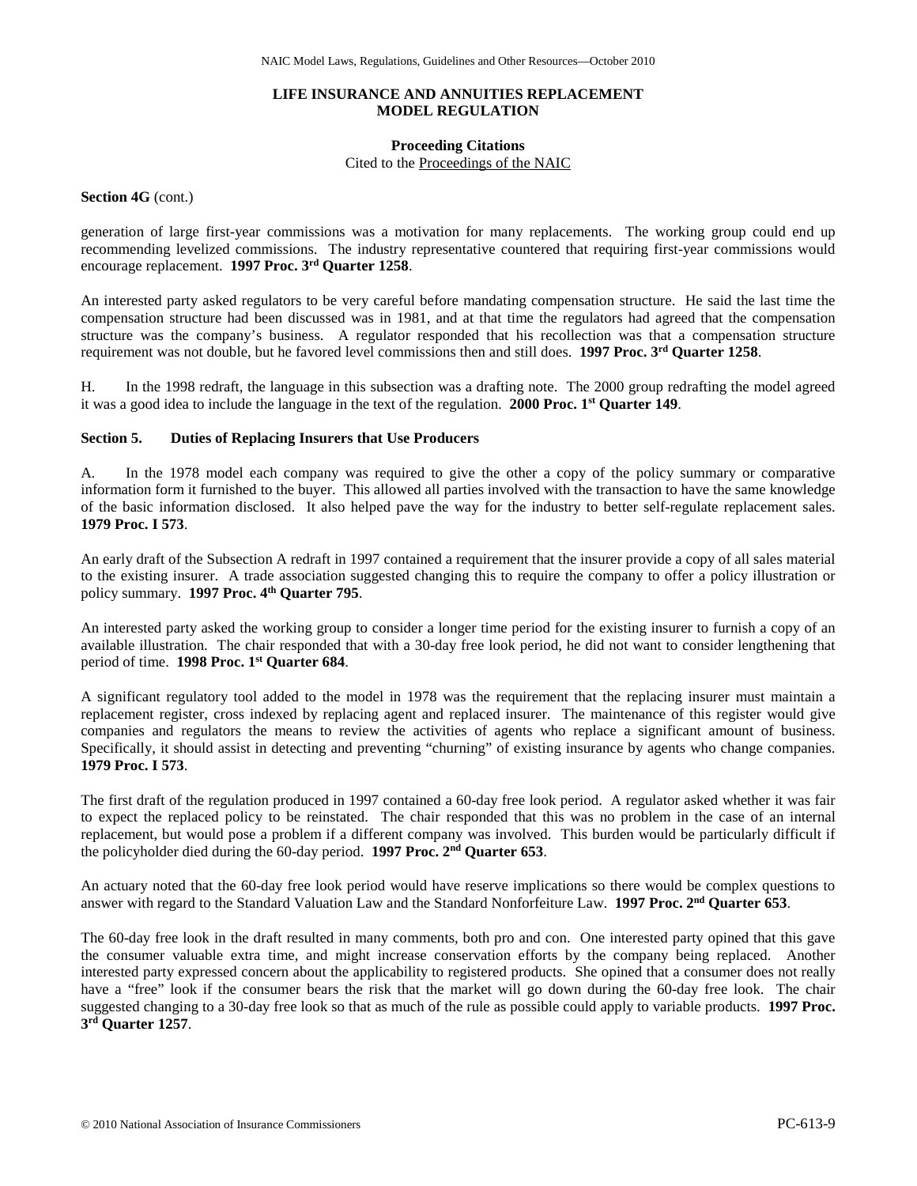# LIFE INSURANCE AND ANNUITIES REPLACEMENT MODEL REGULATION

**Proceeding Citations**
Cited to the Proceedings of the NAIC

**Section 4G** (cont.)

generation of large first-year commissions was a motivation for many replacements. The working group could end up recommending levelized commissions. The industry representative countered that requiring first-year commissions would encourage replacement. **1997 Proc. 3rd Quarter 1258**.

An interested party asked regulators to be very careful before mandating compensation structure. He said the last time the compensation structure had been discussed was in 1981, and at that time the regulators had agreed that the compensation structure was the company's business. A regulator responded that his recollection was that a compensation structure requirement was not double, but he favored level commissions then and still does. **1997 Proc. 3rd Quarter 1258**.

H. In the 1998 redraft, the language in this subsection was a drafting note. The 2000 group redrafting the model agreed it was a good idea to include the language in the text of the regulation. **2000 Proc. 1st Quarter 149**.

## Section 5. Duties of Replacing Insurers that Use Producers

A. In the 1978 model each company was required to give the other a copy of the policy summary or comparative information form it furnished to the buyer. This allowed all parties involved with the transaction to have the same knowledge of the basic information disclosed. It also helped pave the way for the industry to better self-regulate replacement sales. **1979 Proc. I 573**.

An early draft of the Subsection A redraft in 1997 contained a requirement that the insurer provide a copy of all sales material to the existing insurer. A trade association suggested changing this to require the company to offer a policy illustration or policy summary. **1997 Proc. 4th Quarter 795**.

An interested party asked the working group to consider a longer time period for the existing insurer to furnish a copy of an available illustration. The chair responded that with a 30-day free look period, he did not want to consider lengthening that period of time. **1998 Proc. 1st Quarter 684**.

A significant regulatory tool added to the model in 1978 was the requirement that the replacing insurer must maintain a replacement register, cross indexed by replacing agent and replaced insurer. The maintenance of this register would give companies and regulators the means to review the activities of agents who replace a significant amount of business. Specifically, it should assist in detecting and preventing "churning" of existing insurance by agents who change companies. **1979 Proc. I 573**.

The first draft of the regulation produced in 1997 contained a 60-day free look period. A regulator asked whether it was fair to expect the replaced policy to be reinstated. The chair responded that this was no problem in the case of an internal replacement, but would pose a problem if a different company was involved. This burden would be particularly difficult if the policyholder died during the 60-day period. **1997 Proc. 2nd Quarter 653**.

An actuary noted that the 60-day free look period would have reserve implications so there would be complex questions to answer with regard to the Standard Valuation Law and the Standard Nonforfeiture Law. **1997 Proc. 2nd Quarter 653**.

The 60-day free look in the draft resulted in many comments, both pro and con. One interested party opined that this gave the consumer valuable extra time, and might increase conservation efforts by the company being replaced. Another interested party expressed concern about the applicability to registered products. She opined that a consumer does not really have a "free" look if the consumer bears the risk that the market will go down during the 60-day free look. The chair suggested changing to a 30-day free look so that as much of the rule as possible could apply to variable products. **1997 Proc. 3rd Quarter 1257**.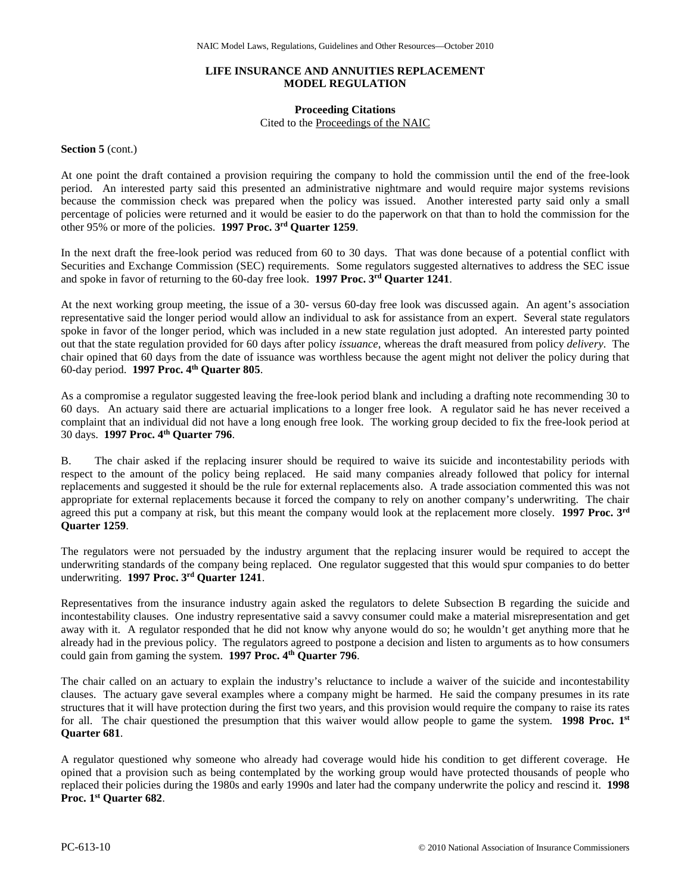# LIFE INSURANCE AND ANNUITIES REPLACEMENT MODEL REGULATION

## Proceeding Citations

Cited to the Proceedings of the NAIC

**Section 5** (cont.)

At one point the draft contained a provision requiring the company to hold the commission until the end of the free-look period. An interested party said this presented an administrative nightmare and would require major systems revisions because the commission check was prepared when the policy was issued. Another interested party said only a small percentage of policies were returned and it would be easier to do the paperwork on that than to hold the commission for the other 95% or more of the policies. **1997 Proc. 3rd Quarter 1259**.

In the next draft the free-look period was reduced from 60 to 30 days. That was done because of a potential conflict with Securities and Exchange Commission (SEC) requirements. Some regulators suggested alternatives to address the SEC issue and spoke in favor of returning to the 60-day free look. **1997 Proc. 3rd Quarter 1241**.

At the next working group meeting, the issue of a 30- versus 60-day free look was discussed again. An agent's association representative said the longer period would allow an individual to ask for assistance from an expert. Several state regulators spoke in favor of the longer period, which was included in a new state regulation just adopted. An interested party pointed out that the state regulation provided for 60 days after policy *issuance*, whereas the draft measured from policy *delivery*. The chair opined that 60 days from the date of issuance was worthless because the agent might not deliver the policy during that 60-day period. **1997 Proc. 4th Quarter 805**.

As a compromise a regulator suggested leaving the free-look period blank and including a drafting note recommending 30 to 60 days. An actuary said there are actuarial implications to a longer free look. A regulator said he has never received a complaint that an individual did not have a long enough free look. The working group decided to fix the free-look period at 30 days. **1997 Proc. 4th Quarter 796**.

B. The chair asked if the replacing insurer should be required to waive its suicide and incontestability periods with respect to the amount of the policy being replaced. He said many companies already followed that policy for internal replacements and suggested it should be the rule for external replacements also. A trade association commented this was not appropriate for external replacements because it forced the company to rely on another company's underwriting. The chair agreed this put a company at risk, but this meant the company would look at the replacement more closely. **1997 Proc. 3rd Quarter 1259**.

The regulators were not persuaded by the industry argument that the replacing insurer would be required to accept the underwriting standards of the company being replaced. One regulator suggested that this would spur companies to do better underwriting. **1997 Proc. 3rd Quarter 1241**.

Representatives from the insurance industry again asked the regulators to delete Subsection B regarding the suicide and incontestability clauses. One industry representative said a savvy consumer could make a material misrepresentation and get away with it. A regulator responded that he did not know why anyone would do so; he wouldn't get anything more that he already had in the previous policy. The regulators agreed to postpone a decision and listen to arguments as to how consumers could gain from gaming the system. **1997 Proc. 4th Quarter 796**.

The chair called on an actuary to explain the industry's reluctance to include a waiver of the suicide and incontestability clauses. The actuary gave several examples where a company might be harmed. He said the company presumes in its rate structures that it will have protection during the first two years, and this provision would require the company to raise its rates for all. The chair questioned the presumption that this waiver would allow people to game the system. **1998 Proc. 1st Quarter 681**.

A regulator questioned why someone who already had coverage would hide his condition to get different coverage. He opined that a provision such as being contemplated by the working group would have protected thousands of people who replaced their policies during the 1980s and early 1990s and later had the company underwrite the policy and rescind it. **1998 Proc. 1st Quarter 682**.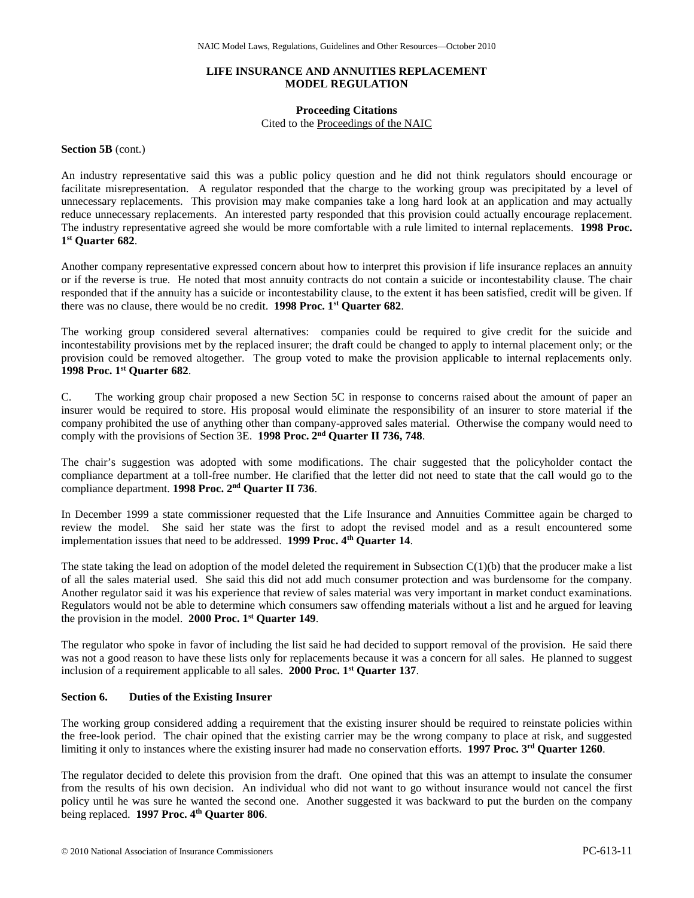## LIFE INSURANCE AND ANNUITIES REPLACEMENT MODEL REGULATION

**Proceeding Citations**
Cited to the Proceedings of the NAIC

**Section 5B** (cont.)

An industry representative said this was a public policy question and he did not think regulators should encourage or facilitate misrepresentation. A regulator responded that the charge to the working group was precipitated by a level of unnecessary replacements. This provision may make companies take a long hard look at an application and may actually reduce unnecessary replacements. An interested party responded that this provision could actually encourage replacement. The industry representative agreed she would be more comfortable with a rule limited to internal replacements. **1998 Proc. 1st Quarter 682**.

Another company representative expressed concern about how to interpret this provision if life insurance replaces an annuity or if the reverse is true. He noted that most annuity contracts do not contain a suicide or incontestability clause. The chair responded that if the annuity has a suicide or incontestability clause, to the extent it has been satisfied, credit will be given. If there was no clause, there would be no credit. **1998 Proc. 1st Quarter 682**.

The working group considered several alternatives: companies could be required to give credit for the suicide and incontestability provisions met by the replaced insurer; the draft could be changed to apply to internal placement only; or the provision could be removed altogether. The group voted to make the provision applicable to internal replacements only. **1998 Proc. 1st Quarter 682**.

C. The working group chair proposed a new Section 5C in response to concerns raised about the amount of paper an insurer would be required to store. His proposal would eliminate the responsibility of an insurer to store material if the company prohibited the use of anything other than company-approved sales material. Otherwise the company would need to comply with the provisions of Section 3E. **1998 Proc. 2nd Quarter II 736, 748**.

The chair's suggestion was adopted with some modifications. The chair suggested that the policyholder contact the compliance department at a toll-free number. He clarified that the letter did not need to state that the call would go to the compliance department. **1998 Proc. 2nd Quarter II 736**.

In December 1999 a state commissioner requested that the Life Insurance and Annuities Committee again be charged to review the model. She said her state was the first to adopt the revised model and as a result encountered some implementation issues that need to be addressed. **1999 Proc. 4th Quarter 14**.

The state taking the lead on adoption of the model deleted the requirement in Subsection C(1)(b) that the producer make a list of all the sales material used. She said this did not add much consumer protection and was burdensome for the company. Another regulator said it was his experience that review of sales material was very important in market conduct examinations. Regulators would not be able to determine which consumers saw offending materials without a list and he argued for leaving the provision in the model. **2000 Proc. 1st Quarter 149**.

The regulator who spoke in favor of including the list said he had decided to support removal of the provision. He said there was not a good reason to have these lists only for replacements because it was a concern for all sales. He planned to suggest inclusion of a requirement applicable to all sales. **2000 Proc. 1st Quarter 137**.

**Section 6. Duties of the Existing Insurer**

The working group considered adding a requirement that the existing insurer should be required to reinstate policies within the free-look period. The chair opined that the existing carrier may be the wrong company to place at risk, and suggested limiting it only to instances where the existing insurer had made no conservation efforts. **1997 Proc. 3rd Quarter 1260**.

The regulator decided to delete this provision from the draft. One opined that this was an attempt to insulate the consumer from the results of his own decision. An individual who did not want to go without insurance would not cancel the first policy until he was sure he wanted the second one. Another suggested it was backward to put the burden on the company being replaced. **1997 Proc. 4th Quarter 806**.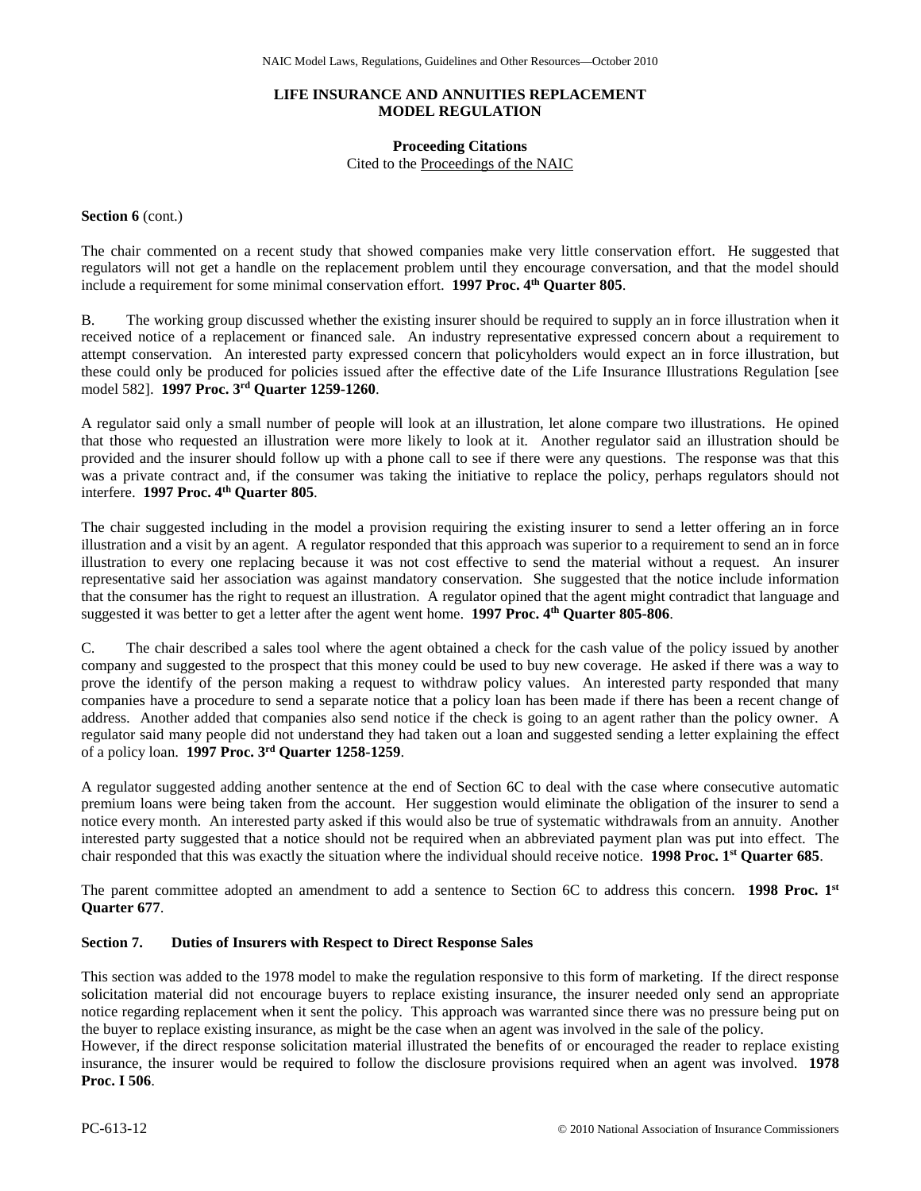**Section 6** (cont.)

The chair commented on a recent study that showed companies make very little conservation effort. He suggested that regulators will not get a handle on the replacement problem until they encourage conversation, and that the model should include a requirement for some minimal conservation effort. **1997 Proc. 4th Quarter 805**.

B. The working group discussed whether the existing insurer should be required to supply an in force illustration when it received notice of a replacement or financed sale. An industry representative expressed concern about a requirement to attempt conservation. An interested party expressed concern that policyholders would expect an in force illustration, but these could only be produced for policies issued after the effective date of the Life Insurance Illustrations Regulation [see model 582]. **1997 Proc. 3rd Quarter 1259-1260**.

A regulator said only a small number of people will look at an illustration, let alone compare two illustrations. He opined that those who requested an illustration were more likely to look at it. Another regulator said an illustration should be provided and the insurer should follow up with a phone call to see if there were any questions. The response was that this was a private contract and, if the consumer was taking the initiative to replace the policy, perhaps regulators should not interfere. **1997 Proc. 4th Quarter 805**.

The chair suggested including in the model a provision requiring the existing insurer to send a letter offering an in force illustration and a visit by an agent. A regulator responded that this approach was superior to a requirement to send an in force illustration to every one replacing because it was not cost effective to send the material without a request. An insurer representative said her association was against mandatory conservation. She suggested that the notice include information that the consumer has the right to request an illustration. A regulator opined that the agent might contradict that language and suggested it was better to get a letter after the agent went home. **1997 Proc. 4th Quarter 805-806**.

C. The chair described a sales tool where the agent obtained a check for the cash value of the policy issued by another company and suggested to the prospect that this money could be used to buy new coverage. He asked if there was a way to prove the identify of the person making a request to withdraw policy values. An interested party responded that many companies have a procedure to send a separate notice that a policy loan has been made if there has been a recent change of address. Another added that companies also send notice if the check is going to an agent rather than the policy owner. A regulator said many people did not understand they had taken out a loan and suggested sending a letter explaining the effect of a policy loan. **1997 Proc. 3rd Quarter 1258-1259**.

A regulator suggested adding another sentence at the end of Section 6C to deal with the case where consecutive automatic premium loans were being taken from the account. Her suggestion would eliminate the obligation of the insurer to send a notice every month. An interested party asked if this would also be true of systematic withdrawals from an annuity. Another interested party suggested that a notice should not be required when an abbreviated payment plan was put into effect. The chair responded that this was exactly the situation where the individual should receive notice. **1998 Proc. 1st Quarter 685**.

The parent committee adopted an amendment to add a sentence to Section 6C to address this concern. **1998 Proc. 1st Quarter 677**.

**Section 7. Duties of Insurers with Respect to Direct Response Sales**

This section was added to the 1978 model to make the regulation responsive to this form of marketing. If the direct response solicitation material did not encourage buyers to replace existing insurance, the insurer needed only send an appropriate notice regarding replacement when it sent the policy. This approach was warranted since there was no pressure being put on the buyer to replace existing insurance, as might be the case when an agent was involved in the sale of the policy.
However, if the direct response solicitation material illustrated the benefits of or encouraged the reader to replace existing insurance, the insurer would be required to follow the disclosure provisions required when an agent was involved. **1978 Proc. I 506**.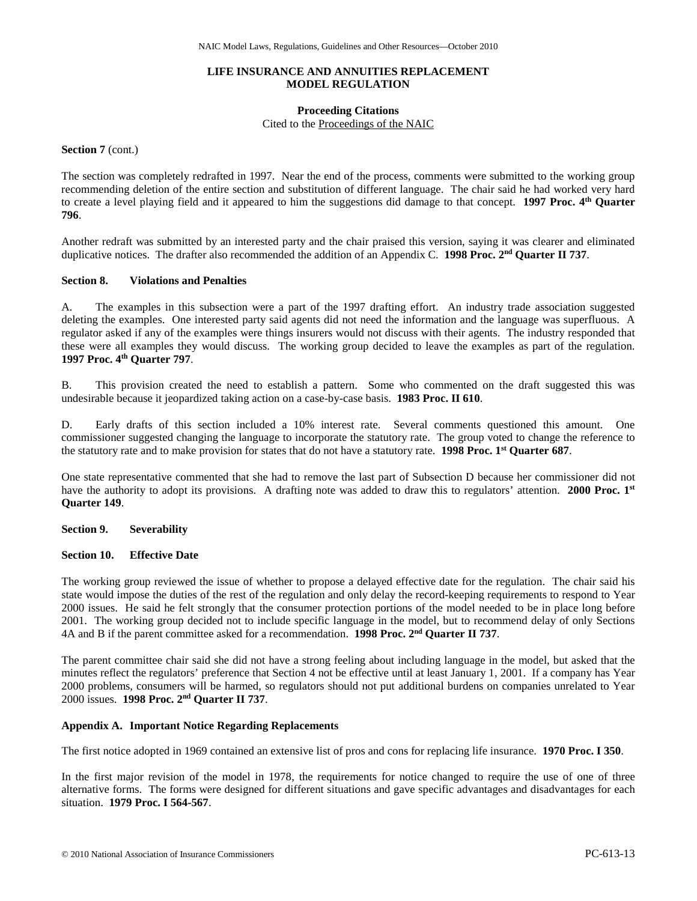**LIFE INSURANCE AND ANNUITIES REPLACEMENT MODEL REGULATION**

**Proceeding Citations**
Cited to the Proceedings of the NAIC

**Section 7** (cont.)

The section was completely redrafted in 1997. Near the end of the process, comments were submitted to the working group recommending deletion of the entire section and substitution of different language. The chair said he had worked very hard to create a level playing field and it appeared to him the suggestions did damage to that concept. **1997 Proc. 4th Quarter 796**.

Another redraft was submitted by an interested party and the chair praised this version, saying it was clearer and eliminated duplicative notices. The drafter also recommended the addition of an Appendix C. **1998 Proc. 2nd Quarter II 737**.

**Section 8. Violations and Penalties**

A. The examples in this subsection were a part of the 1997 drafting effort. An industry trade association suggested deleting the examples. One interested party said agents did not need the information and the language was superfluous. A regulator asked if any of the examples were things insurers would not discuss with their agents. The industry responded that these were all examples they would discuss. The working group decided to leave the examples as part of the regulation. **1997 Proc. 4th Quarter 797**.

B. This provision created the need to establish a pattern. Some who commented on the draft suggested this was undesirable because it jeopardized taking action on a case-by-case basis. **1983 Proc. II 610**.

D. Early drafts of this section included a 10% interest rate. Several comments questioned this amount. One commissioner suggested changing the language to incorporate the statutory rate. The group voted to change the reference to the statutory rate and to make provision for states that do not have a statutory rate. **1998 Proc. 1st Quarter 687**.

One state representative commented that she had to remove the last part of Subsection D because her commissioner did not have the authority to adopt its provisions. A drafting note was added to draw this to regulators' attention. **2000 Proc. 1st Quarter 149**.

**Section 9. Severability**

**Section 10. Effective Date**

The working group reviewed the issue of whether to propose a delayed effective date for the regulation. The chair said his state would impose the duties of the rest of the regulation and only delay the record-keeping requirements to respond to Year 2000 issues. He said he felt strongly that the consumer protection portions of the model needed to be in place long before 2001. The working group decided not to include specific language in the model, but to recommend delay of only Sections 4A and B if the parent committee asked for a recommendation. **1998 Proc. 2nd Quarter II 737**.

The parent committee chair said she did not have a strong feeling about including language in the model, but asked that the minutes reflect the regulators' preference that Section 4 not be effective until at least January 1, 2001. If a company has Year 2000 problems, consumers will be harmed, so regulators should not put additional burdens on companies unrelated to Year 2000 issues. **1998 Proc. 2nd Quarter II 737**.

**Appendix A. Important Notice Regarding Replacements**

The first notice adopted in 1969 contained an extensive list of pros and cons for replacing life insurance. **1970 Proc. I 350**.

In the first major revision of the model in 1978, the requirements for notice changed to require the use of one of three alternative forms. The forms were designed for different situations and gave specific advantages and disadvantages for each situation. **1979 Proc. I 564-567**.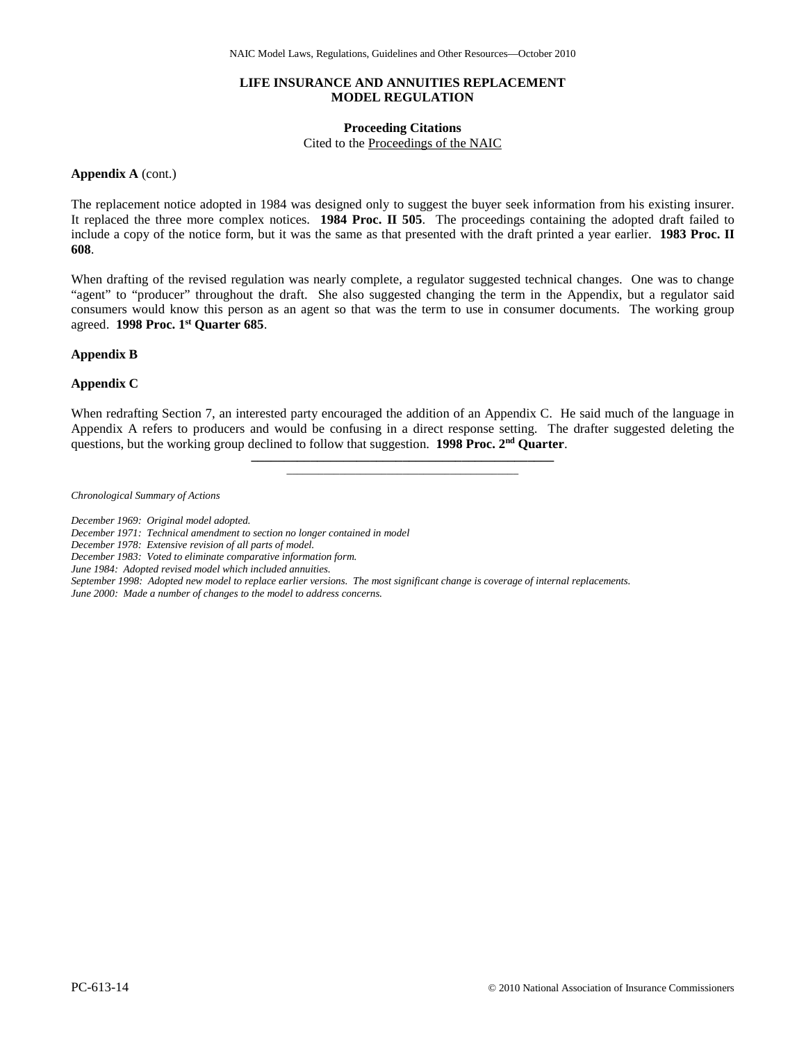**LIFE INSURANCE AND ANNUITIES REPLACEMENT MODEL REGULATION**

**Proceeding Citations**
Cited to the Proceedings of the NAIC

**Appendix A** (cont.)

The replacement notice adopted in 1984 was designed only to suggest the buyer seek information from his existing insurer. It replaced the three more complex notices. **1984 Proc. II 505**. The proceedings containing the adopted draft failed to include a copy of the notice form, but it was the same as that presented with the draft printed a year earlier. **1983 Proc. II 608**.

When drafting of the revised regulation was nearly complete, a regulator suggested technical changes. One was to change "agent" to "producer" throughout the draft. She also suggested changing the term in the Appendix, but a regulator said consumers would know this person as an agent so that was the term to use in consumer documents. The working group agreed. **1998 Proc. 1st Quarter 685**.

**Appendix B**

**Appendix C**

When redrafting Section 7, an interested party encouraged the addition of an Appendix C. He said much of the language in Appendix A refers to producers and would be confusing in a direct response setting. The drafter suggested deleting the questions, but the working group declined to follow that suggestion. **1998 Proc. 2nd Quarter**.

---

*Chronological Summary of Actions*

*December 1969: Original model adopted.*
*December 1971: Technical amendment to section no longer contained in model*
*December 1978: Extensive revision of all parts of model.*
*December 1983: Voted to eliminate comparative information form.*
*June 1984: Adopted revised model which included annuities.*
*September 1998: Adopted new model to replace earlier versions. The most significant change is coverage of internal replacements.*
*June 2000: Made a number of changes to the model to address concerns.*